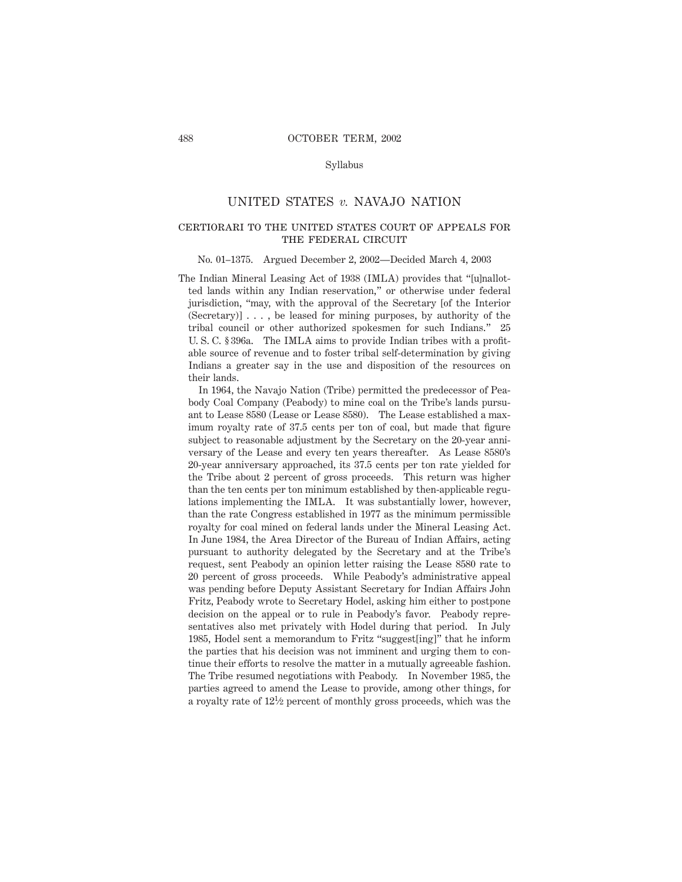Syllabus

# UNITED STATES *v.* NAVAJO NATION

## CERTIORARI TO THE UNITED STATES COURT OF APPEALS FOR THE FEDERAL CIRCUIT

No. 01–1375. Argued December 2, 2002—Decided March 4, 2003

The Indian Mineral Leasing Act of 1938 (IMLA) provides that "[u]nallotted lands within any Indian reservation," or otherwise under federal jurisdiction, "may, with the approval of the Secretary [of the Interior (Secretary)] . . . , be leased for mining purposes, by authority of the tribal council or other authorized spokesmen for such Indians." 25 U. S. C. § 396a. The IMLA aims to provide Indian tribes with a profitable source of revenue and to foster tribal self-determination by giving Indians a greater say in the use and disposition of the resources on their lands.

In 1964, the Navajo Nation (Tribe) permitted the predecessor of Peabody Coal Company (Peabody) to mine coal on the Tribe's lands pursuant to Lease 8580 (Lease or Lease 8580). The Lease established a maximum royalty rate of 37.5 cents per ton of coal, but made that figure subject to reasonable adjustment by the Secretary on the 20-year anniversary of the Lease and every ten years thereafter. As Lease 8580's 20-year anniversary approached, its 37.5 cents per ton rate yielded for the Tribe about 2 percent of gross proceeds. This return was higher than the ten cents per ton minimum established by then-applicable regulations implementing the IMLA. It was substantially lower, however, than the rate Congress established in 1977 as the minimum permissible royalty for coal mined on federal lands under the Mineral Leasing Act. In June 1984, the Area Director of the Bureau of Indian Affairs, acting pursuant to authority delegated by the Secretary and at the Tribe's request, sent Peabody an opinion letter raising the Lease 8580 rate to 20 percent of gross proceeds. While Peabody's administrative appeal was pending before Deputy Assistant Secretary for Indian Affairs John Fritz, Peabody wrote to Secretary Hodel, asking him either to postpone decision on the appeal or to rule in Peabody's favor. Peabody representatives also met privately with Hodel during that period. In July 1985, Hodel sent a memorandum to Fritz "suggest[ing]" that he inform the parties that his decision was not imminent and urging them to continue their efforts to resolve the matter in a mutually agreeable fashion. The Tribe resumed negotiations with Peabody. In November 1985, the parties agreed to amend the Lease to provide, among other things, for a royalty rate of 12½ percent of monthly gross proceeds, which was the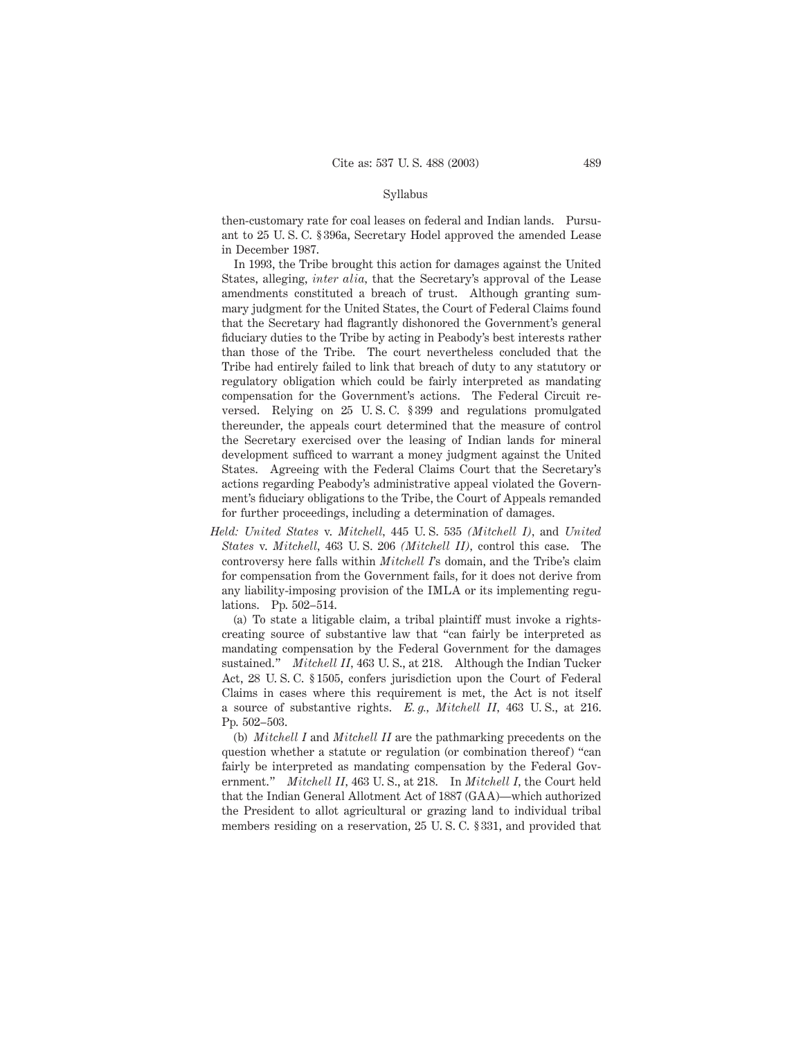then-customary rate for coal leases on federal and Indian lands. Pursuant to 25 U. S. C. § 396a, Secretary Hodel approved the amended Lease in December 1987.

In 1993, the Tribe brought this action for damages against the United States, alleging, *inter alia,* that the Secretary's approval of the Lease amendments constituted a breach of trust. Although granting summary judgment for the United States, the Court of Federal Claims found that the Secretary had flagrantly dishonored the Government's general fiduciary duties to the Tribe by acting in Peabody's best interests rather than those of the Tribe. The court nevertheless concluded that the Tribe had entirely failed to link that breach of duty to any statutory or regulatory obligation which could be fairly interpreted as mandating compensation for the Government's actions. The Federal Circuit reversed. Relying on 25 U. S. C. § 399 and regulations promulgated thereunder, the appeals court determined that the measure of control the Secretary exercised over the leasing of Indian lands for mineral development sufficed to warrant a money judgment against the United States. Agreeing with the Federal Claims Court that the Secretary's actions regarding Peabody's administrative appeal violated the Government's fiduciary obligations to the Tribe, the Court of Appeals remanded for further proceedings, including a determination of damages.

*Held: United States* v. *Mitchell*, 445 U. S. 535 *(Mitchell I)*, and *United States* v. *Mitchell*, 463 U. S. 206 *(Mitchell II)*, control this case. The controversy here falls within *Mitchell I*'s domain, and the Tribe's claim for compensation from the Government fails, for it does not derive from any liability-imposing provision of the IMLA or its implementing regulations. Pp. 502–514.

(a) To state a litigable claim, a tribal plaintiff must invoke a rights-creating source of substantive law that "can fairly be interpreted as mandating compensation by the Federal Government for the damages sustained." *Mitchell II*, 463 U. S., at 218. Although the Indian Tucker Act, 28 U. S. C. § 1505, confers jurisdiction upon the Court of Federal Claims in cases where this requirement is met, the Act is not itself a source of substantive rights. *E. g.*, *Mitchell II*, 463 U. S., at 216. Pp. 502–503.

(b) *Mitchell I* and *Mitchell II* are the pathmarking precedents on the question whether a statute or regulation (or combination thereof) "can fairly be interpreted as mandating compensation by the Federal Government." *Mitchell II*, 463 U. S., at 218. In *Mitchell I*, the Court held that the Indian General Allotment Act of 1887 (GAA)—which authorized the President to allot agricultural or grazing land to individual tribal members residing on a reservation, 25 U. S. C. § 331, and provided that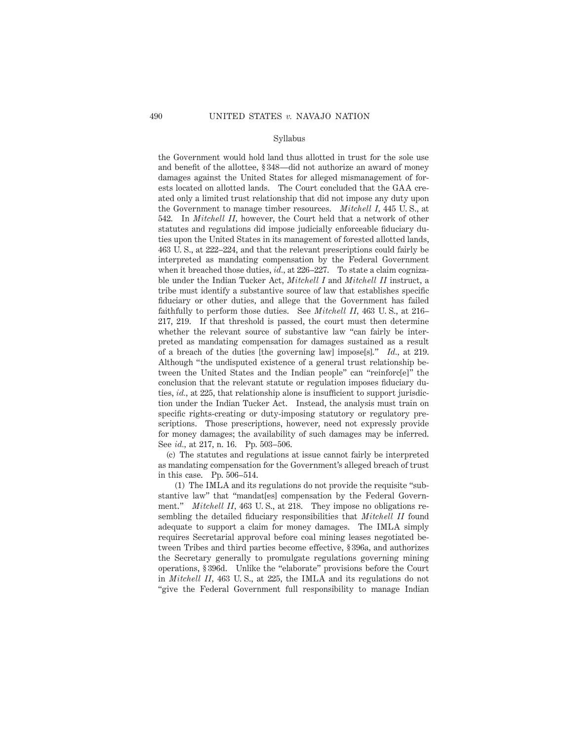Syllabus

the Government would hold land thus allotted in trust for the sole use and benefit of the allottee, § 348—did not authorize an award of money damages against the United States for alleged mismanagement of forests located on allotted lands. The Court concluded that the GAA created only a limited trust relationship that did not impose any duty upon the Government to manage timber resources. *Mitchell I*, 445 U. S., at 542. In *Mitchell II*, however, the Court held that a network of other statutes and regulations did impose judicially enforceable fiduciary duties upon the United States in its management of forested allotted lands, 463 U. S., at 222–224, and that the relevant prescriptions could fairly be interpreted as mandating compensation by the Federal Government when it breached those duties, *id.*, at 226–227. To state a claim cognizable under the Indian Tucker Act, *Mitchell I* and *Mitchell II* instruct, a tribe must identify a substantive source of law that establishes specific fiduciary or other duties, and allege that the Government has failed faithfully to perform those duties. See *Mitchell II*, 463 U. S., at 216–217, 219. If that threshold is passed, the court must then determine whether the relevant source of substantive law "can fairly be interpreted as mandating compensation for damages sustained as a result of a breach of the duties [the governing law] impose[s]." *Id.*, at 219. Although "the undisputed existence of a general trust relationship between the United States and the Indian people" can "reinforc[e]" the conclusion that the relevant statute or regulation imposes fiduciary duties, *id.*, at 225, that relationship alone is insufficient to support jurisdiction under the Indian Tucker Act. Instead, the analysis must train on specific rights-creating or duty-imposing statutory or regulatory prescriptions. Those prescriptions, however, need not expressly provide for money damages; the availability of such damages may be inferred. See *id.*, at 217, n. 16. Pp. 503–506.

(c) The statutes and regulations at issue cannot fairly be interpreted as mandating compensation for the Government's alleged breach of trust in this case. Pp. 506–514.

(1) The IMLA and its regulations do not provide the requisite "substantive law" that "mandat[es] compensation by the Federal Government." *Mitchell II*, 463 U. S., at 218. They impose no obligations resembling the detailed fiduciary responsibilities that *Mitchell II* found adequate to support a claim for money damages. The IMLA simply requires Secretarial approval before coal mining leases negotiated between Tribes and third parties become effective, § 396a, and authorizes the Secretary generally to promulgate regulations governing mining operations, § 396d. Unlike the "elaborate" provisions before the Court in *Mitchell II*, 463 U. S., at 225, the IMLA and its regulations do not "give the Federal Government full responsibility to manage Indian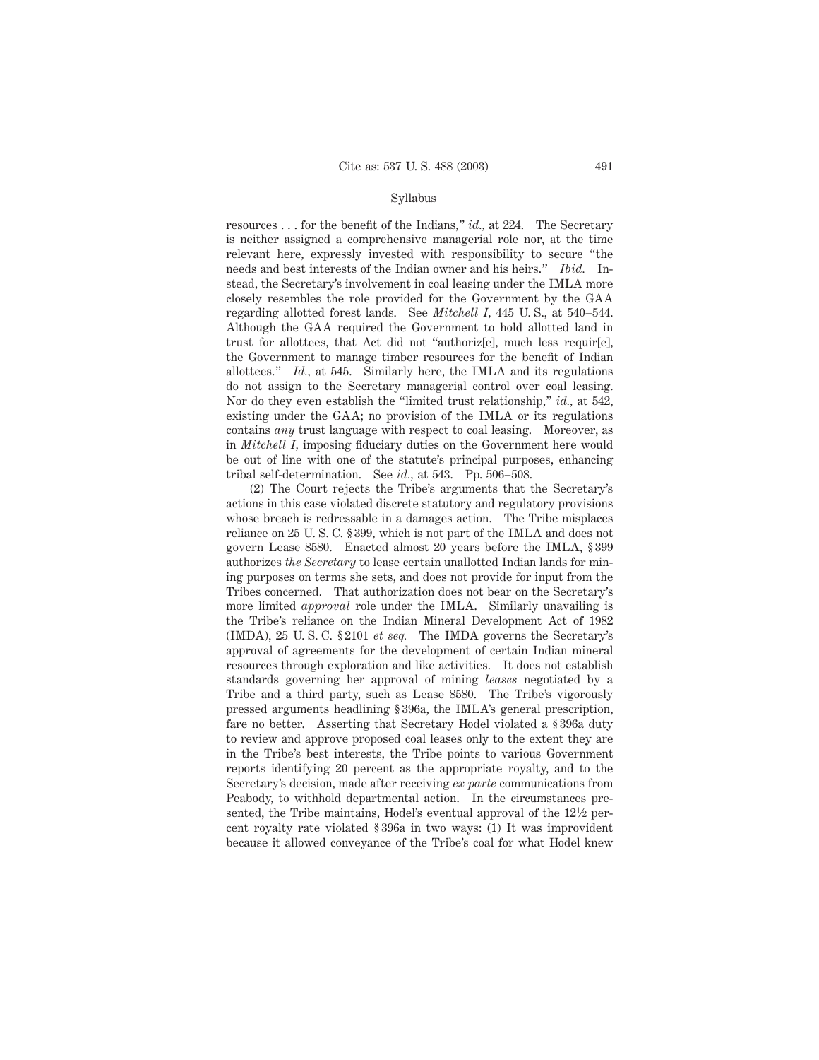resources . . . for the benefit of the Indians," *id.*, at 224. The Secretary is neither assigned a comprehensive managerial role nor, at the time relevant here, expressly invested with responsibility to secure "the needs and best interests of the Indian owner and his heirs." *Ibid.* Instead, the Secretary's involvement in coal leasing under the IMLA more closely resembles the role provided for the Government by the GAA regarding allotted forest lands. See *Mitchell I*, 445 U. S., at 540–544. Although the GAA required the Government to hold allotted land in trust for allottees, that Act did not "authoriz[e], much less requir[e], the Government to manage timber resources for the benefit of Indian allottees." *Id.*, at 545. Similarly here, the IMLA and its regulations do not assign to the Secretary managerial control over coal leasing. Nor do they even establish the "limited trust relationship," *id.*, at 542, existing under the GAA; no provision of the IMLA or its regulations contains *any* trust language with respect to coal leasing. Moreover, as in *Mitchell I*, imposing fiduciary duties on the Government here would be out of line with one of the statute's principal purposes, enhancing tribal self-determination. See *id.*, at 543. Pp. 506–508.

(2) The Court rejects the Tribe's arguments that the Secretary's actions in this case violated discrete statutory and regulatory provisions whose breach is redressable in a damages action. The Tribe misplaces reliance on 25 U. S. C. § 399, which is not part of the IMLA and does not govern Lease 8580. Enacted almost 20 years before the IMLA, § 399 authorizes *the Secretary* to lease certain unallotted Indian lands for mining purposes on terms she sets, and does not provide for input from the Tribes concerned. That authorization does not bear on the Secretary's more limited *approval* role under the IMLA. Similarly unavailing is the Tribe's reliance on the Indian Mineral Development Act of 1982 (IMDA), 25 U. S. C. § 2101 *et seq.* The IMDA governs the Secretary's approval of agreements for the development of certain Indian mineral resources through exploration and like activities. It does not establish standards governing her approval of mining *leases* negotiated by a Tribe and a third party, such as Lease 8580. The Tribe's vigorously pressed arguments headlining § 396a, the IMLA's general prescription, fare no better. Asserting that Secretary Hodel violated a § 396a duty to review and approve proposed coal leases only to the extent they are in the Tribe's best interests, the Tribe points to various Government reports identifying 20 percent as the appropriate royalty, and to the Secretary's decision, made after receiving *ex parte* communications from Peabody, to withhold departmental action. In the circumstances presented, the Tribe maintains, Hodel's eventual approval of the 12½ percent royalty rate violated § 396a in two ways: (1) It was improvident because it allowed conveyance of the Tribe's coal for what Hodel knew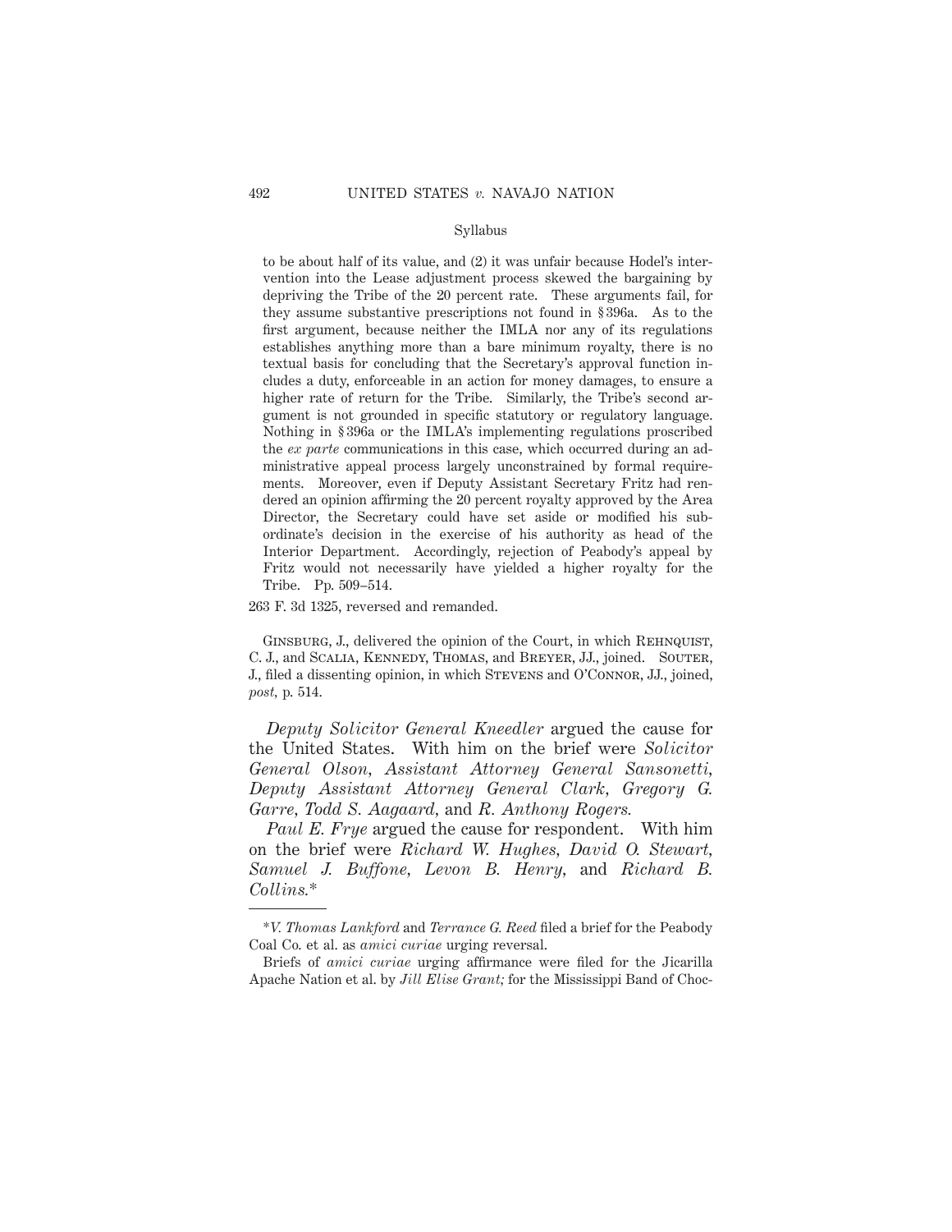to be about half of its value, and (2) it was unfair because Hodel's intervention into the Lease adjustment process skewed the bargaining by depriving the Tribe of the 20 percent rate. These arguments fail, for they assume substantive prescriptions not found in § 396a. As to the first argument, because neither the IMLA nor any of its regulations establishes anything more than a bare minimum royalty, there is no textual basis for concluding that the Secretary's approval function includes a duty, enforceable in an action for money damages, to ensure a higher rate of return for the Tribe. Similarly, the Tribe's second argument is not grounded in specific statutory or regulatory language. Nothing in § 396a or the IMLA's implementing regulations proscribed the *ex parte* communications in this case, which occurred during an administrative appeal process largely unconstrained by formal requirements. Moreover, even if Deputy Assistant Secretary Fritz had rendered an opinion affirming the 20 percent royalty approved by the Area Director, the Secretary could have set aside or modified his subordinate's decision in the exercise of his authority as head of the Interior Department. Accordingly, rejection of Peabody's appeal by Fritz would not necessarily have yielded a higher royalty for the Tribe. Pp. 509–514.

263 F. 3d 1325, reversed and remanded.

Ginsburg, J., delivered the opinion of the Court, in which Rehnquist, C. J., and Scalia, Kennedy, Thomas, and Breyer, JJ., joined. Souter, J., filed a dissenting opinion, in which Stevens and O'Connor, JJ., joined, *post,* p. 514.

*Deputy Solicitor General Kneedler* argued the cause for the United States. With him on the brief were *Solicitor General Olson, Assistant Attorney General Sansonetti, Deputy Assistant Attorney General Clark, Gregory G. Garre, Todd S. Aagaard,* and *R. Anthony Rogers.*

*Paul E. Frye* argued the cause for respondent. With him on the brief were *Richard W. Hughes, David O. Stewart, Samuel J. Buffone, Levon B. Henry,* and *Richard B. Collins.*\*

---

\**V. Thomas Lankford* and *Terrance G. Reed* filed a brief for the Peabody Coal Co. et al. as *amici curiae* urging reversal.

Briefs of *amici curiae* urging affirmance were filed for the Jicarilla Apache Nation et al. by *Jill Elise Grant;* for the Mississippi Band of Choc-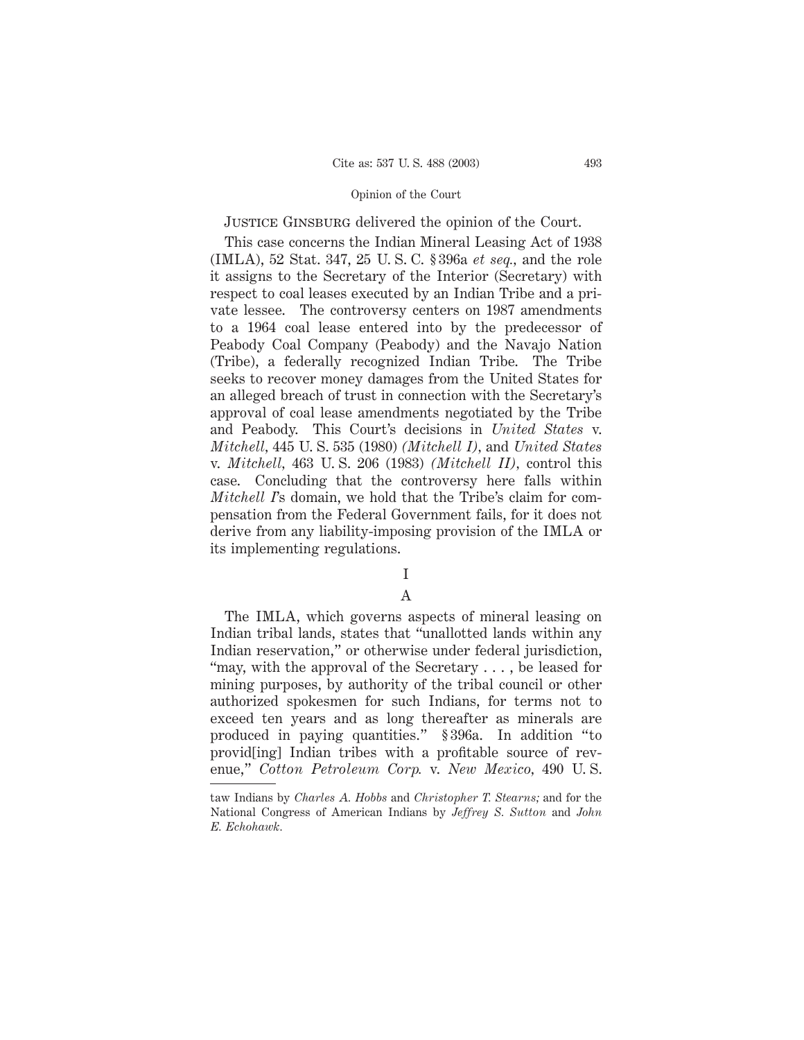Justice Ginsburg delivered the opinion of the Court.

This case concerns the Indian Mineral Leasing Act of 1938 (IMLA), 52 Stat. 347, 25 U. S. C. § 396a *et seq.*, and the role it assigns to the Secretary of the Interior (Secretary) with respect to coal leases executed by an Indian Tribe and a private lessee. The controversy centers on 1987 amendments to a 1964 coal lease entered into by the predecessor of Peabody Coal Company (Peabody) and the Navajo Nation (Tribe), a federally recognized Indian Tribe. The Tribe seeks to recover money damages from the United States for an alleged breach of trust in connection with the Secretary's approval of coal lease amendments negotiated by the Tribe and Peabody. This Court's decisions in *United States* v. *Mitchell*, 445 U. S. 535 (1980) *(Mitchell I)*, and *United States* v. *Mitchell*, 463 U. S. 206 (1983) *(Mitchell II)*, control this case. Concluding that the controversy here falls within *Mitchell I*'s domain, we hold that the Tribe's claim for compensation from the Federal Government fails, for it does not derive from any liability-imposing provision of the IMLA or its implementing regulations.

## I

### A

The IMLA, which governs aspects of mineral leasing on Indian tribal lands, states that "unallotted lands within any Indian reservation," or otherwise under federal jurisdiction, "may, with the approval of the Secretary . . . , be leased for mining purposes, by authority of the tribal council or other authorized spokesmen for such Indians, for terms not to exceed ten years and as long thereafter as minerals are produced in paying quantities." § 396a. In addition "to provid[ing] Indian tribes with a profitable source of revenue," *Cotton Petroleum Corp.* v. *New Mexico*, 490 U. S.

---

taw Indians by *Charles A. Hobbs* and *Christopher T. Stearns;* and for the National Congress of American Indians by *Jeffrey S. Sutton* and *John E. Echohawk*.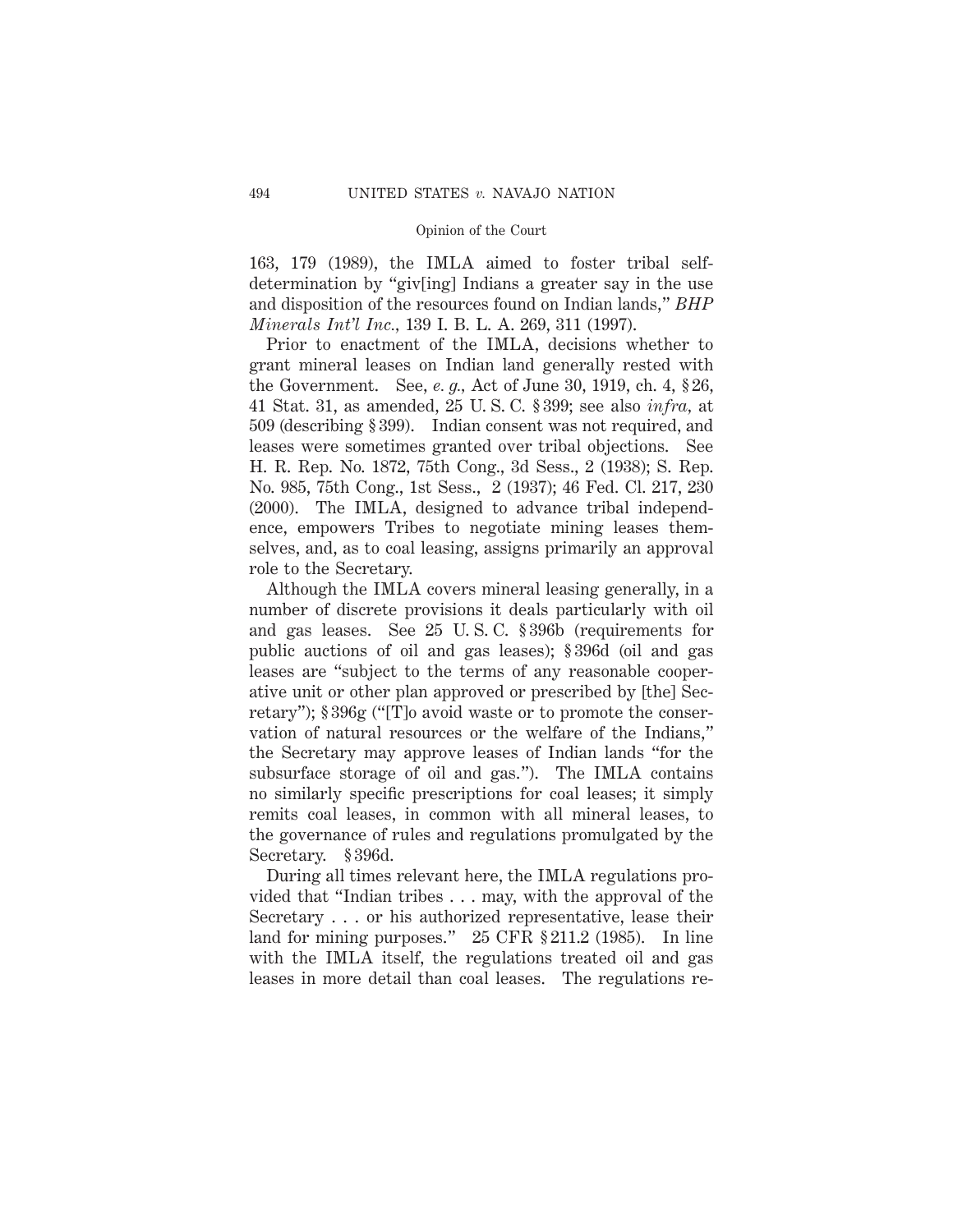163, 179 (1989), the IMLA aimed to foster tribal self-determination by "giv[ing] Indians a greater say in the use and disposition of the resources found on Indian lands," *BHP Minerals Int'l Inc.*, 139 I. B. L. A. 269, 311 (1997).

Prior to enactment of the IMLA, decisions whether to grant mineral leases on Indian land generally rested with the Government. See, *e. g.*, Act of June 30, 1919, ch. 4, § 26, 41 Stat. 31, as amended, 25 U. S. C. § 399; see also *infra*, at 509 (describing § 399). Indian consent was not required, and leases were sometimes granted over tribal objections. See H. R. Rep. No. 1872, 75th Cong., 3d Sess., 2 (1938); S. Rep. No. 985, 75th Cong., 1st Sess., 2 (1937); 46 Fed. Cl. 217, 230 (2000). The IMLA, designed to advance tribal independence, empowers Tribes to negotiate mining leases themselves, and, as to coal leasing, assigns primarily an approval role to the Secretary.

Although the IMLA covers mineral leasing generally, in a number of discrete provisions it deals particularly with oil and gas leases. See 25 U. S. C. § 396b (requirements for public auctions of oil and gas leases); § 396d (oil and gas leases are "subject to the terms of any reasonable cooperative unit or other plan approved or prescribed by [the] Secretary"); § 396g ("[T]o avoid waste or to promote the conservation of natural resources or the welfare of the Indians," the Secretary may approve leases of Indian lands "for the subsurface storage of oil and gas."). The IMLA contains no similarly specific prescriptions for coal leases; it simply remits coal leases, in common with all mineral leases, to the governance of rules and regulations promulgated by the Secretary. § 396d.

During all times relevant here, the IMLA regulations provided that "Indian tribes . . . may, with the approval of the Secretary . . . or his authorized representative, lease their land for mining purposes." 25 CFR § 211.2 (1985). In line with the IMLA itself, the regulations treated oil and gas leases in more detail than coal leases. The regulations re-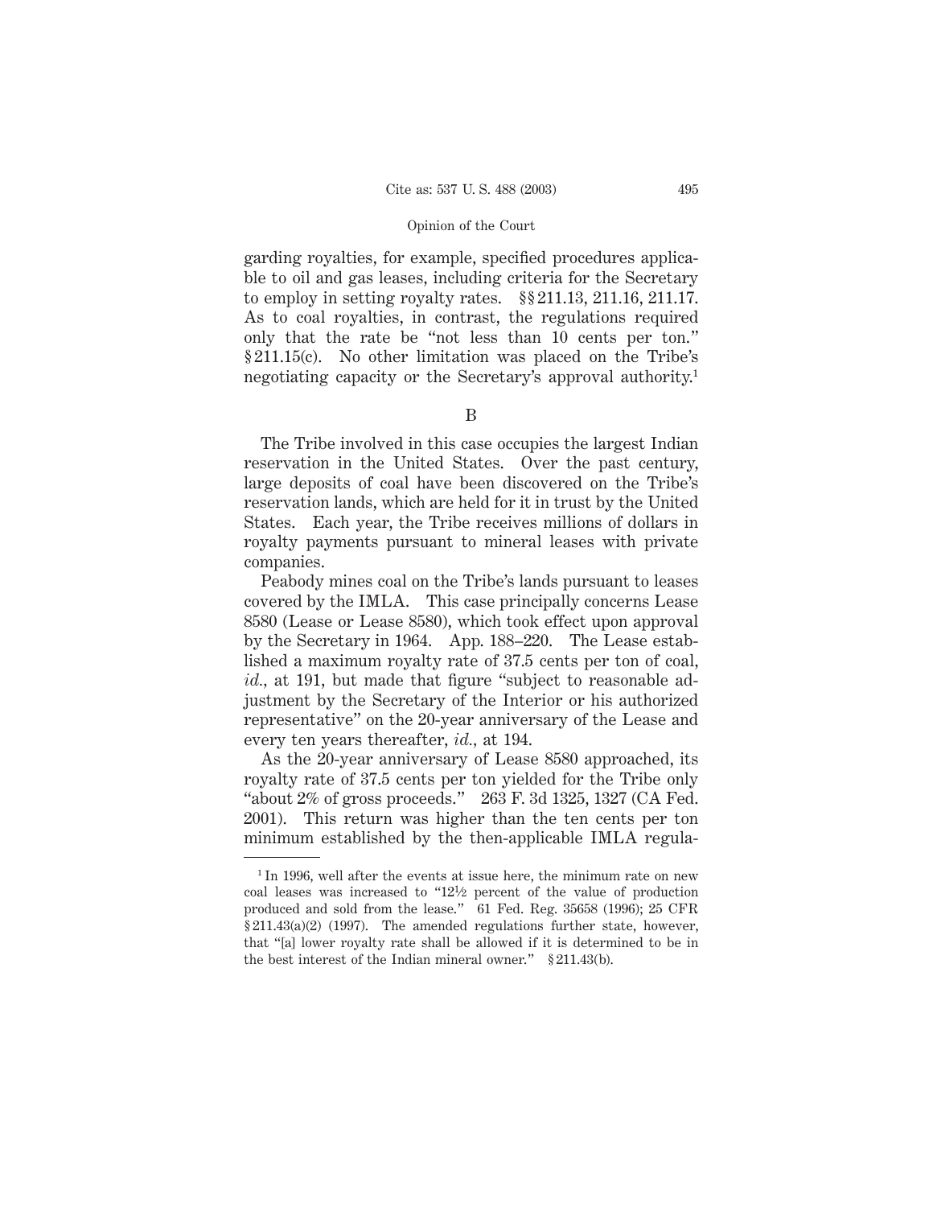garding royalties, for example, specified procedures applicable to oil and gas leases, including criteria for the Secretary to employ in setting royalty rates. §§ 211.13, 211.16, 211.17. As to coal royalties, in contrast, the regulations required only that the rate be "not less than 10 cents per ton." § 211.15(c). No other limitation was placed on the Tribe's negotiating capacity or the Secretary's approval authority.[1]

B

The Tribe involved in this case occupies the largest Indian reservation in the United States. Over the past century, large deposits of coal have been discovered on the Tribe's reservation lands, which are held for it in trust by the United States. Each year, the Tribe receives millions of dollars in royalty payments pursuant to mineral leases with private companies.

Peabody mines coal on the Tribe's lands pursuant to leases covered by the IMLA. This case principally concerns Lease 8580 (Lease or Lease 8580), which took effect upon approval by the Secretary in 1964. App. 188–220. The Lease established a maximum royalty rate of 37.5 cents per ton of coal, *id.*, at 191, but made that figure "subject to reasonable adjustment by the Secretary of the Interior or his authorized representative" on the 20-year anniversary of the Lease and every ten years thereafter, *id.*, at 194.

As the 20-year anniversary of Lease 8580 approached, its royalty rate of 37.5 cents per ton yielded for the Tribe only "about 2% of gross proceeds." 263 F. 3d 1325, 1327 (CA Fed. 2001). This return was higher than the ten cents per ton minimum established by the then-applicable IMLA regula-

---

[1] In 1996, well after the events at issue here, the minimum rate on new coal leases was increased to "12½ percent of the value of production produced and sold from the lease." 61 Fed. Reg. 35658 (1996); 25 CFR § 211.43(a)(2) (1997). The amended regulations further state, however, that "[a] lower royalty rate shall be allowed if it is determined to be in the best interest of the Indian mineral owner." § 211.43(b).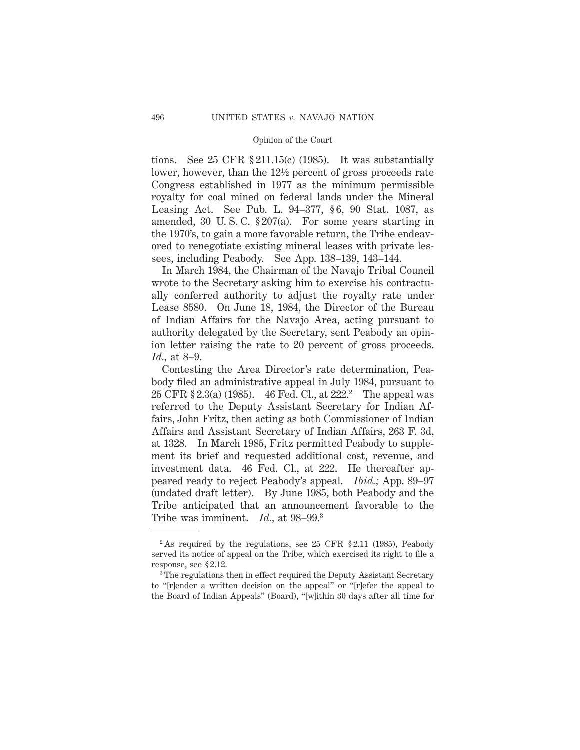tions. See 25 CFR § 211.15(c) (1985). It was substantially lower, however, than the 12½ percent of gross proceeds rate Congress established in 1977 as the minimum permissible royalty for coal mined on federal lands under the Mineral Leasing Act. See Pub. L. 94–377, § 6, 90 Stat. 1087, as amended, 30 U. S. C. § 207(a). For some years starting in the 1970's, to gain a more favorable return, the Tribe endeavored to renegotiate existing mineral leases with private lessees, including Peabody. See App. 138–139, 143–144.

In March 1984, the Chairman of the Navajo Tribal Council wrote to the Secretary asking him to exercise his contractually conferred authority to adjust the royalty rate under Lease 8580. On June 18, 1984, the Director of the Bureau of Indian Affairs for the Navajo Area, acting pursuant to authority delegated by the Secretary, sent Peabody an opinion letter raising the rate to 20 percent of gross proceeds. *Id.,* at 8–9.

Contesting the Area Director's rate determination, Peabody filed an administrative appeal in July 1984, pursuant to 25 CFR § 2.3(a) (1985). 46 Fed. Cl., at 222.[2] The appeal was referred to the Deputy Assistant Secretary for Indian Affairs, John Fritz, then acting as both Commissioner of Indian Affairs and Assistant Secretary of Indian Affairs, 263 F. 3d, at 1328. In March 1985, Fritz permitted Peabody to supplement its brief and requested additional cost, revenue, and investment data. 46 Fed. Cl., at 222. He thereafter appeared ready to reject Peabody's appeal. *Ibid.;* App. 89–97 (undated draft letter). By June 1985, both Peabody and the Tribe anticipated that an announcement favorable to the Tribe was imminent. *Id.,* at 98–99.[3]

---

[2] As required by the regulations, see 25 CFR § 2.11 (1985), Peabody served its notice of appeal on the Tribe, which exercised its right to file a response, see § 2.12.

[3] The regulations then in effect required the Deputy Assistant Secretary to "[r]ender a written decision on the appeal" or "[r]efer the appeal to the Board of Indian Appeals" (Board), "[w]ithin 30 days after all time for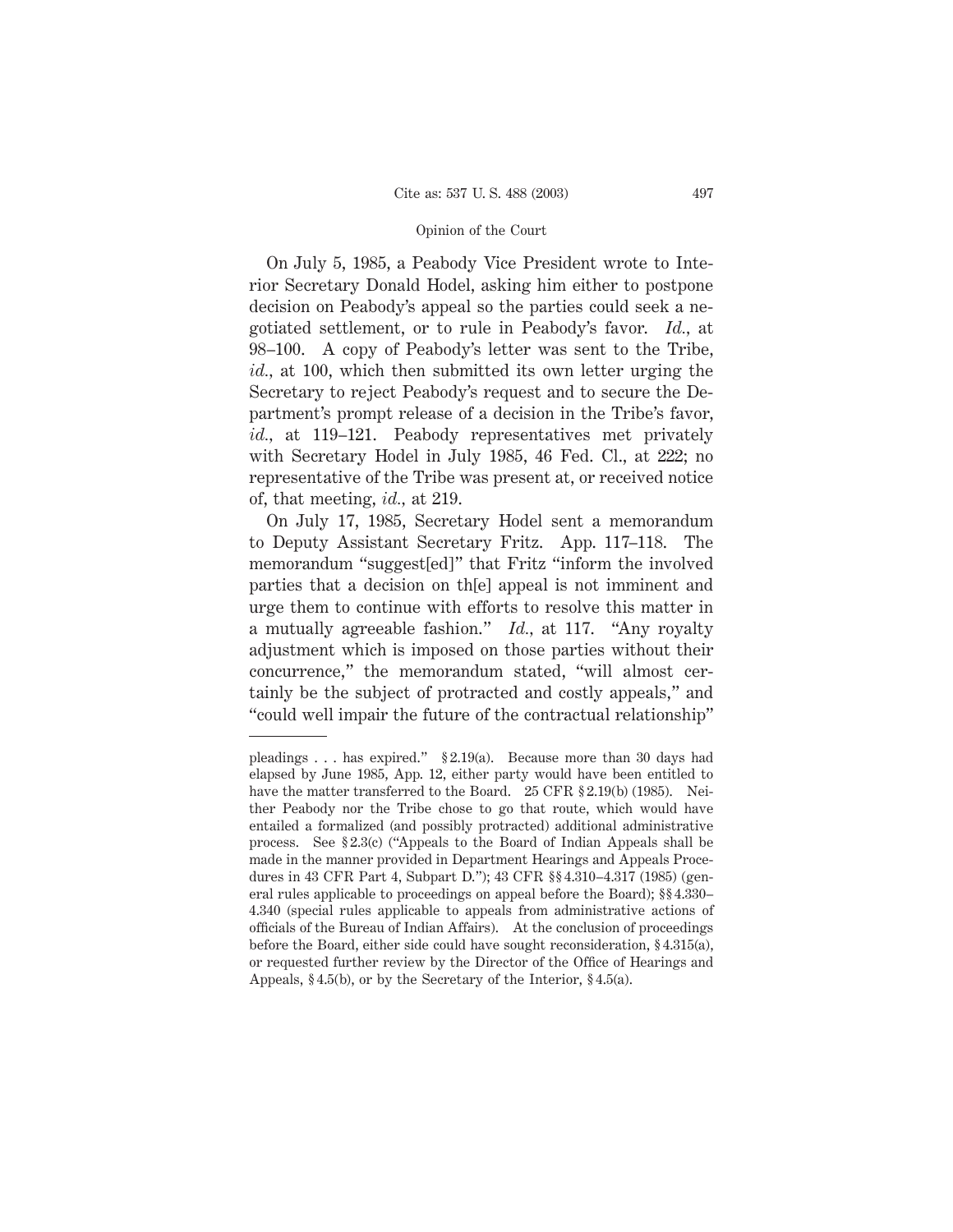On July 5, 1985, a Peabody Vice President wrote to Interior Secretary Donald Hodel, asking him either to postpone decision on Peabody's appeal so the parties could seek a negotiated settlement, or to rule in Peabody's favor. *Id.*, at 98–100. A copy of Peabody's letter was sent to the Tribe, *id.*, at 100, which then submitted its own letter urging the Secretary to reject Peabody's request and to secure the Department's prompt release of a decision in the Tribe's favor, *id.*, at 119–121. Peabody representatives met privately with Secretary Hodel in July 1985, 46 Fed. Cl., at 222; no representative of the Tribe was present at, or received notice of, that meeting, *id.*, at 219.

On July 17, 1985, Secretary Hodel sent a memorandum to Deputy Assistant Secretary Fritz. App. 117–118. The memorandum "suggest[ed]" that Fritz "inform the involved parties that a decision on th[e] appeal is not imminent and urge them to continue with efforts to resolve this matter in a mutually agreeable fashion." *Id.*, at 117. "Any royalty adjustment which is imposed on those parties without their concurrence," the memorandum stated, "will almost certainly be the subject of protracted and costly appeals," and "could well impair the future of the contractual relationship"

---

pleadings . . . has expired." § 2.19(a). Because more than 30 days had elapsed by June 1985, App. 12, either party would have been entitled to have the matter transferred to the Board. 25 CFR § 2.19(b) (1985). Neither Peabody nor the Tribe chose to go that route, which would have entailed a formalized (and possibly protracted) additional administrative process. See § 2.3(c) ("Appeals to the Board of Indian Appeals shall be made in the manner provided in Department Hearings and Appeals Procedures in 43 CFR Part 4, Subpart D."); 43 CFR §§ 4.310–4.317 (1985) (general rules applicable to proceedings on appeal before the Board); §§ 4.330–4.340 (special rules applicable to appeals from administrative actions of officials of the Bureau of Indian Affairs). At the conclusion of proceedings before the Board, either side could have sought reconsideration, § 4.315(a), or requested further review by the Director of the Office of Hearings and Appeals, § 4.5(b), or by the Secretary of the Interior, § 4.5(a).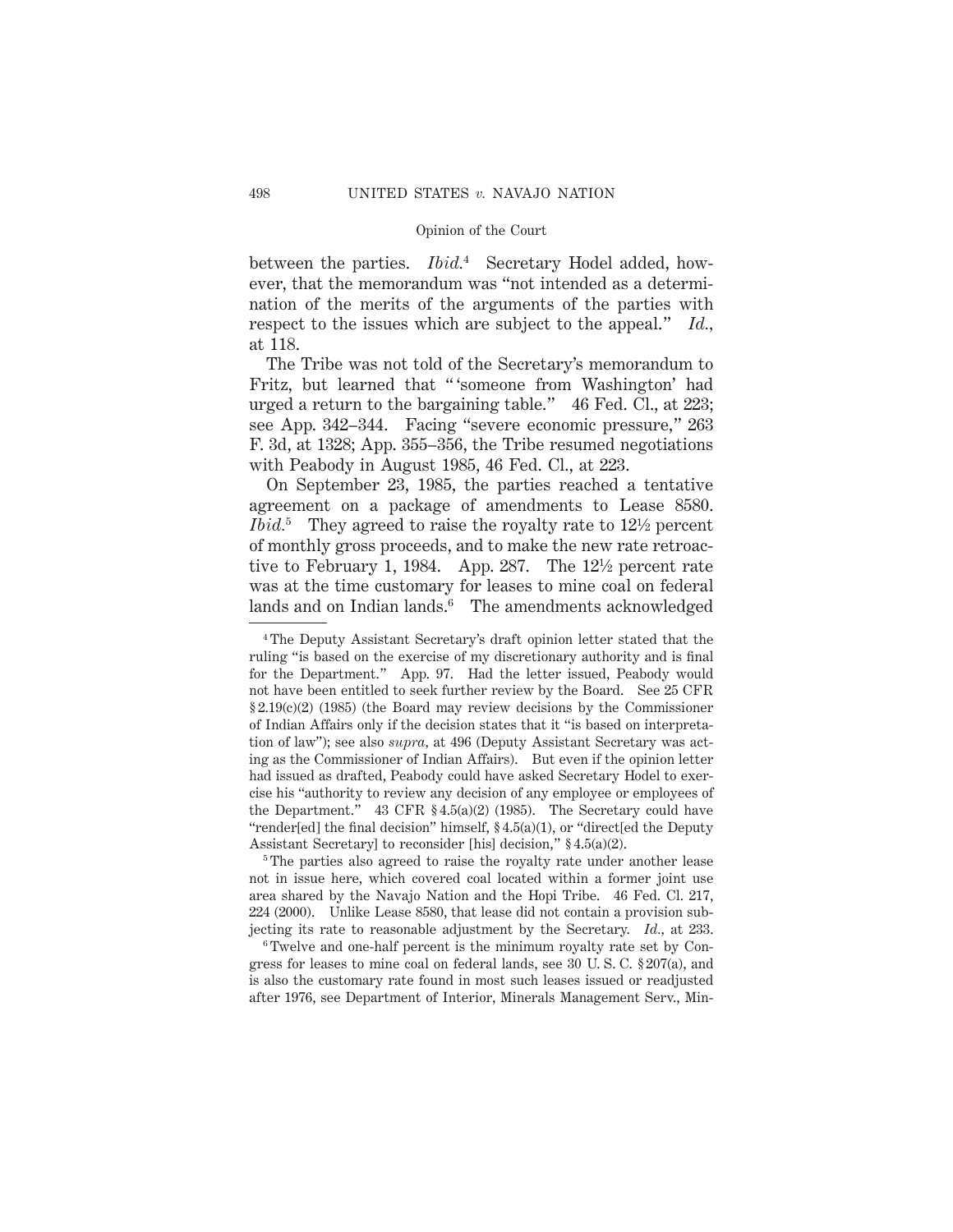between the parties. *Ibid.*[4] Secretary Hodel added, however, that the memorandum was "not intended as a determination of the merits of the arguments of the parties with respect to the issues which are subject to the appeal." *Id.*, at 118.

The Tribe was not told of the Secretary's memorandum to Fritz, but learned that "'someone from Washington' had urged a return to the bargaining table." 46 Fed. Cl., at 223; see App. 342–344. Facing "severe economic pressure," 263 F. 3d, at 1328; App. 355–356, the Tribe resumed negotiations with Peabody in August 1985, 46 Fed. Cl., at 223.

On September 23, 1985, the parties reached a tentative agreement on a package of amendments to Lease 8580. *Ibid.*[5] They agreed to raise the royalty rate to 12½ percent of monthly gross proceeds, and to make the new rate retroactive to February 1, 1984. App. 287. The 12½ percent rate was at the time customary for leases to mine coal on federal lands and on Indian lands.[6] The amendments acknowledged

---

[4] The Deputy Assistant Secretary's draft opinion letter stated that the ruling "is based on the exercise of my discretionary authority and is final for the Department." App. 97. Had the letter issued, Peabody would not have been entitled to seek further review by the Board. See 25 CFR §2.19(c)(2) (1985) (the Board may review decisions by the Commissioner of Indian Affairs only if the decision states that it "is based on interpretation of law"); see also *supra*, at 496 (Deputy Assistant Secretary was acting as the Commissioner of Indian Affairs). But even if the opinion letter had issued as drafted, Peabody could have asked Secretary Hodel to exercise his "authority to review any decision of any employee or employees of the Department." 43 CFR §4.5(a)(2) (1985). The Secretary could have "render[ed] the final decision" himself, §4.5(a)(1), or "direct[ed the Deputy Assistant Secretary] to reconsider [his] decision," §4.5(a)(2).

[5] The parties also agreed to raise the royalty rate under another lease not in issue here, which covered coal located within a former joint use area shared by the Navajo Nation and the Hopi Tribe. 46 Fed. Cl. 217, 224 (2000). Unlike Lease 8580, that lease did not contain a provision subjecting its rate to reasonable adjustment by the Secretary. *Id.*, at 233.

[6] Twelve and one-half percent is the minimum royalty rate set by Congress for leases to mine coal on federal lands, see 30 U. S. C. §207(a), and is also the customary rate found in most such leases issued or readjusted after 1976, see Department of Interior, Minerals Management Serv., Min-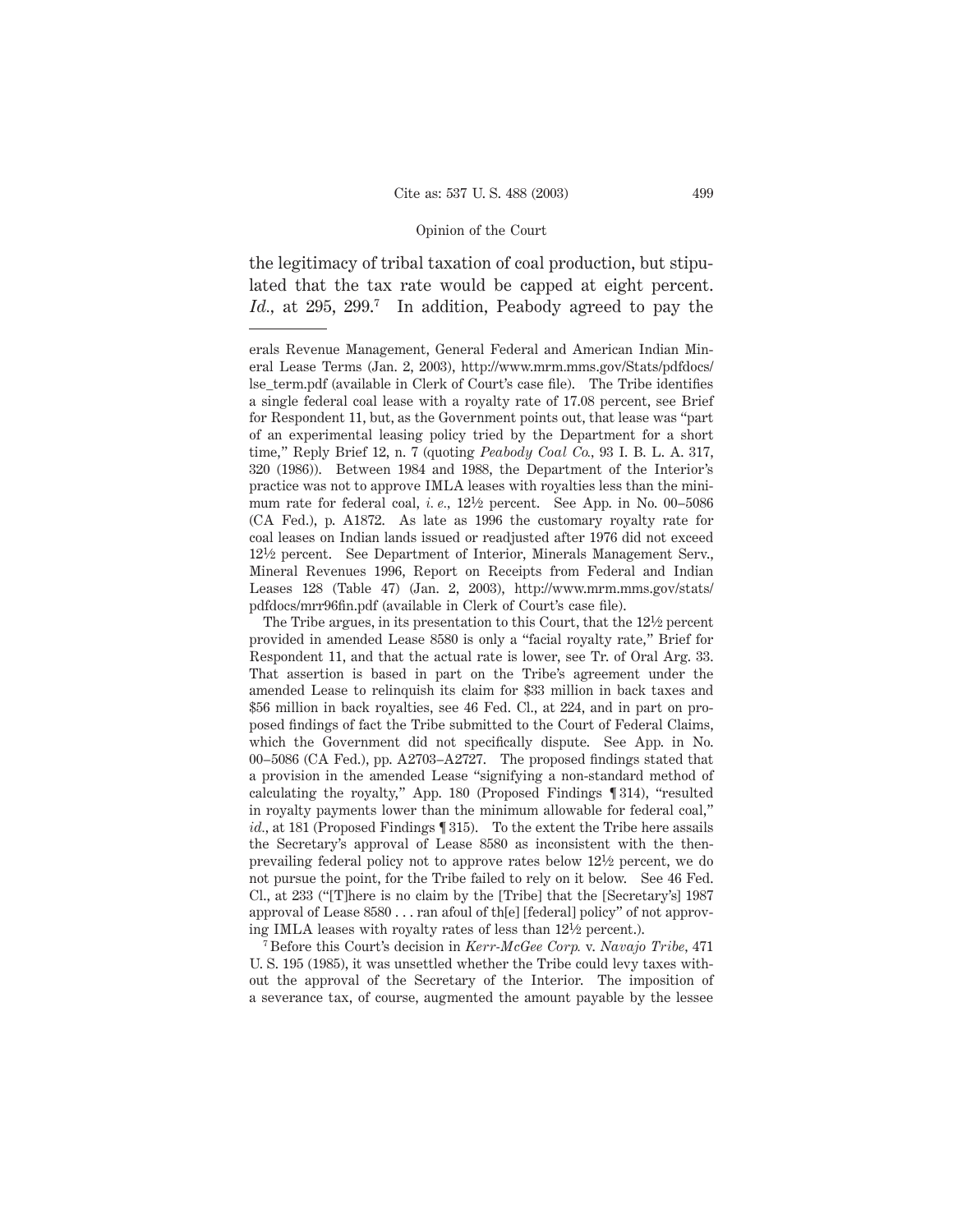the legitimacy of tribal taxation of coal production, but stipulated that the tax rate would be capped at eight percent. *Id.*, at 295, 299.[7] In addition, Peabody agreed to pay the

---

erals Revenue Management, General Federal and American Indian Mineral Lease Terms (Jan. 2, 2003), http://www.mrm.mms.gov/Stats/pdfdocs/lse_term.pdf (available in Clerk of Court's case file). The Tribe identifies a single federal coal lease with a royalty rate of 17.08 percent, see Brief for Respondent 11, but, as the Government points out, that lease was "part of an experimental leasing policy tried by the Department for a short time," Reply Brief 12, n. 7 (quoting *Peabody Coal Co.*, 93 I. B. L. A. 317, 320 (1986)). Between 1984 and 1988, the Department of the Interior's practice was not to approve IMLA leases with royalties less than the minimum rate for federal coal, *i. e.*, 12½ percent. See App. in No. 00–5086 (CA Fed.), p. A1872. As late as 1996 the customary royalty rate for coal leases on Indian lands issued or readjusted after 1976 did not exceed 12½ percent. See Department of Interior, Minerals Management Serv., Mineral Revenues 1996, Report on Receipts from Federal and Indian Leases 128 (Table 47) (Jan. 2, 2003), http://www.mrm.mms.gov/stats/pdfdocs/mrr96fin.pdf (available in Clerk of Court's case file).

The Tribe argues, in its presentation to this Court, that the 12½ percent provided in amended Lease 8580 is only a "facial royalty rate," Brief for Respondent 11, and that the actual rate is lower, see Tr. of Oral Arg. 33. That assertion is based in part on the Tribe's agreement under the amended Lease to relinquish its claim for $33 million in back taxes and $56 million in back royalties, see 46 Fed. Cl., at 224, and in part on proposed findings of fact the Tribe submitted to the Court of Federal Claims, which the Government did not specifically dispute. See App. in No. 00–5086 (CA Fed.), pp. A2703–A2727. The proposed findings stated that a provision in the amended Lease "signifying a non-standard method of calculating the royalty," App. 180 (Proposed Findings ¶ 314), "resulted in royalty payments lower than the minimum allowable for federal coal," *id.*, at 181 (Proposed Findings ¶ 315). To the extent the Tribe here assails the Secretary's approval of Lease 8580 as inconsistent with the then-prevailing federal policy not to approve rates below 12½ percent, we do not pursue the point, for the Tribe failed to rely on it below. See 46 Fed. Cl., at 233 ("[T]here is no claim by the [Tribe] that the [Secretary's] 1987 approval of Lease 8580 . . . ran afoul of th[e] [federal] policy" of not approving IMLA leases with royalty rates of less than 12½ percent.).

[7] Before this Court's decision in *Kerr-McGee Corp.* v. *Navajo Tribe*, 471 U. S. 195 (1985), it was unsettled whether the Tribe could levy taxes without the approval of the Secretary of the Interior. The imposition of a severance tax, of course, augmented the amount payable by the lessee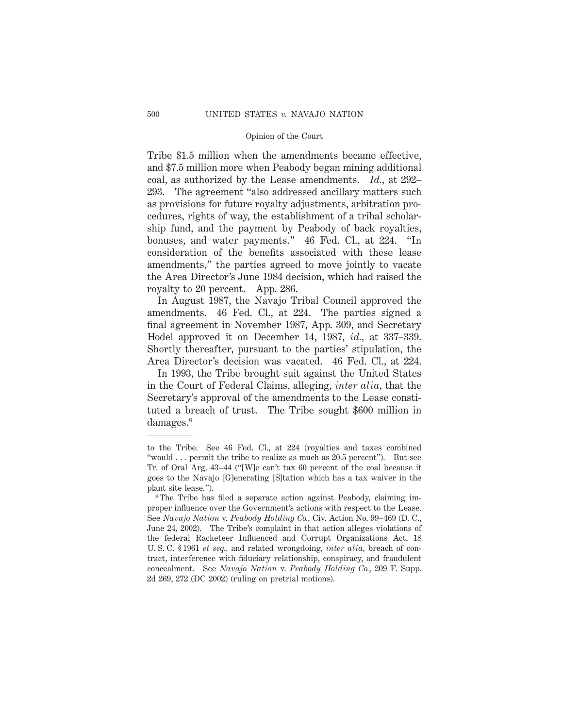Tribe $1.5 million when the amendments became effective, and $7.5 million more when Peabody began mining additional coal, as authorized by the Lease amendments. *Id.*, at 292–293. The agreement "also addressed ancillary matters such as provisions for future royalty adjustments, arbitration procedures, rights of way, the establishment of a tribal scholarship fund, and the payment by Peabody of back royalties, bonuses, and water payments." 46 Fed. Cl., at 224. "In consideration of the benefits associated with these lease amendments," the parties agreed to move jointly to vacate the Area Director's June 1984 decision, which had raised the royalty to 20 percent. App. 286.

In August 1987, the Navajo Tribal Council approved the amendments. 46 Fed. Cl., at 224. The parties signed a final agreement in November 1987, App. 309, and Secretary Hodel approved it on December 14, 1987, *id.*, at 337–339. Shortly thereafter, pursuant to the parties' stipulation, the Area Director's decision was vacated. 46 Fed. Cl., at 224.

In 1993, the Tribe brought suit against the United States in the Court of Federal Claims, alleging, *inter alia*, that the Secretary's approval of the amendments to the Lease constituted a breach of trust. The Tribe sought $600 million in damages.[8]

---

to the Tribe. See 46 Fed. Cl., at 224 (royalties and taxes combined "would . . . permit the tribe to realize as much as 20.5 percent"). But see Tr. of Oral Arg. 43–44 ("[W]e can't tax 60 percent of the coal because it goes to the Navajo [G]enerating [S]tation which has a tax waiver in the plant site lease.").

[8] The Tribe has filed a separate action against Peabody, claiming improper influence over the Government's actions with respect to the Lease. See *Navajo Nation* v. *Peabody Holding Co.*, Civ. Action No. 99–469 (D. C., June 24, 2002). The Tribe's complaint in that action alleges violations of the federal Racketeer Influenced and Corrupt Organizations Act, 18 U. S. C. § 1961 *et seq.*, and related wrongdoing, *inter alia*, breach of contract, interference with fiduciary relationship, conspiracy, and fraudulent concealment. See *Navajo Nation* v. *Peabody Holding Co.*, 209 F. Supp. 2d 269, 272 (DC 2002) (ruling on pretrial motions).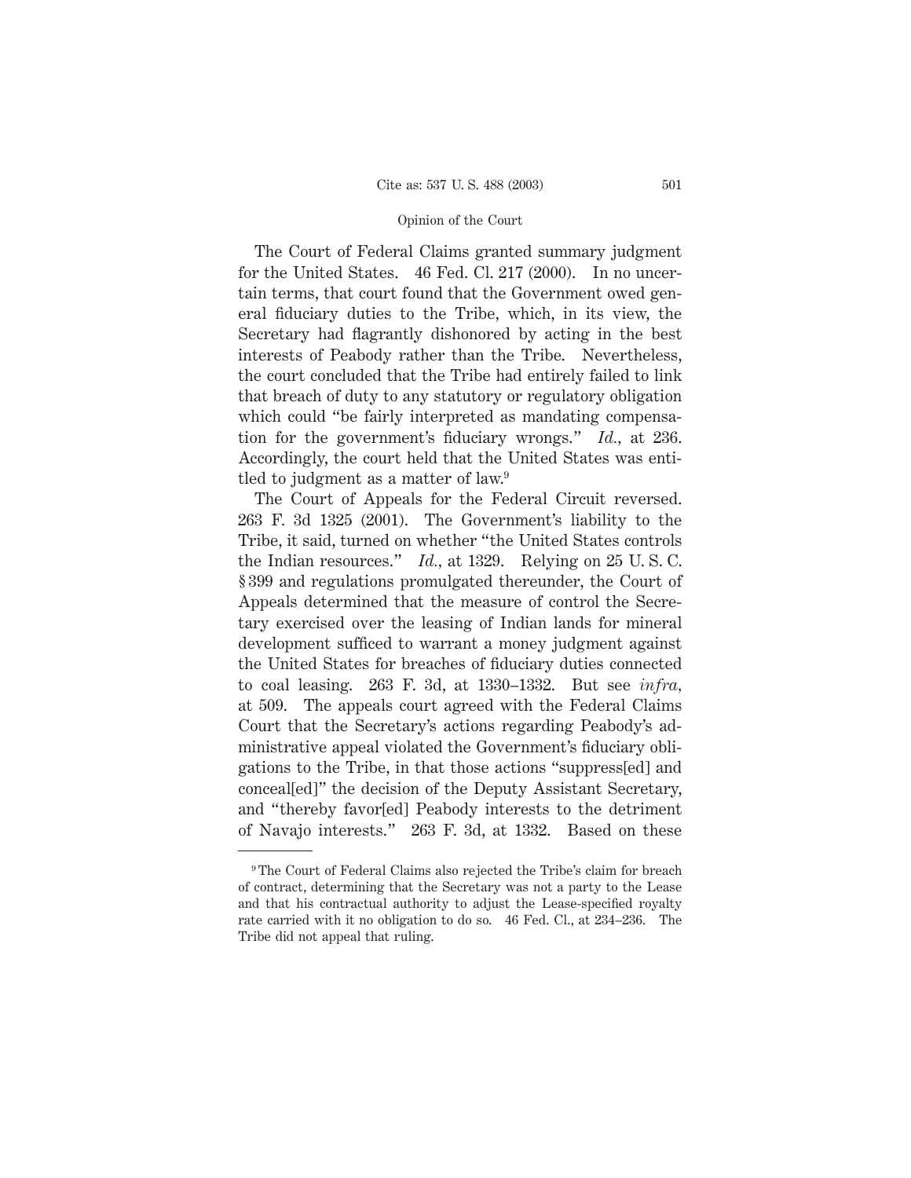The Court of Federal Claims granted summary judgment for the United States. 46 Fed. Cl. 217 (2000). In no uncertain terms, that court found that the Government owed general fiduciary duties to the Tribe, which, in its view, the Secretary had flagrantly dishonored by acting in the best interests of Peabody rather than the Tribe. Nevertheless, the court concluded that the Tribe had entirely failed to link that breach of duty to any statutory or regulatory obligation which could "be fairly interpreted as mandating compensation for the government's fiduciary wrongs." *Id.,* at 236. Accordingly, the court held that the United States was entitled to judgment as a matter of law.[9]

The Court of Appeals for the Federal Circuit reversed. 263 F. 3d 1325 (2001). The Government's liability to the Tribe, it said, turned on whether "the United States controls the Indian resources." *Id.,* at 1329. Relying on 25 U. S. C. § 399 and regulations promulgated thereunder, the Court of Appeals determined that the measure of control the Secretary exercised over the leasing of Indian lands for mineral development sufficed to warrant a money judgment against the United States for breaches of fiduciary duties connected to coal leasing. 263 F. 3d, at 1330–1332. But see *infra,* at 509. The appeals court agreed with the Federal Claims Court that the Secretary's actions regarding Peabody's administrative appeal violated the Government's fiduciary obligations to the Tribe, in that those actions "suppress[ed] and conceal[ed]" the decision of the Deputy Assistant Secretary, and "thereby favor[ed] Peabody interests to the detriment of Navajo interests." 263 F. 3d, at 1332. Based on these

---

[9] The Court of Federal Claims also rejected the Tribe's claim for breach of contract, determining that the Secretary was not a party to the Lease and that his contractual authority to adjust the Lease-specified royalty rate carried with it no obligation to do so. 46 Fed. Cl., at 234–236. The Tribe did not appeal that ruling.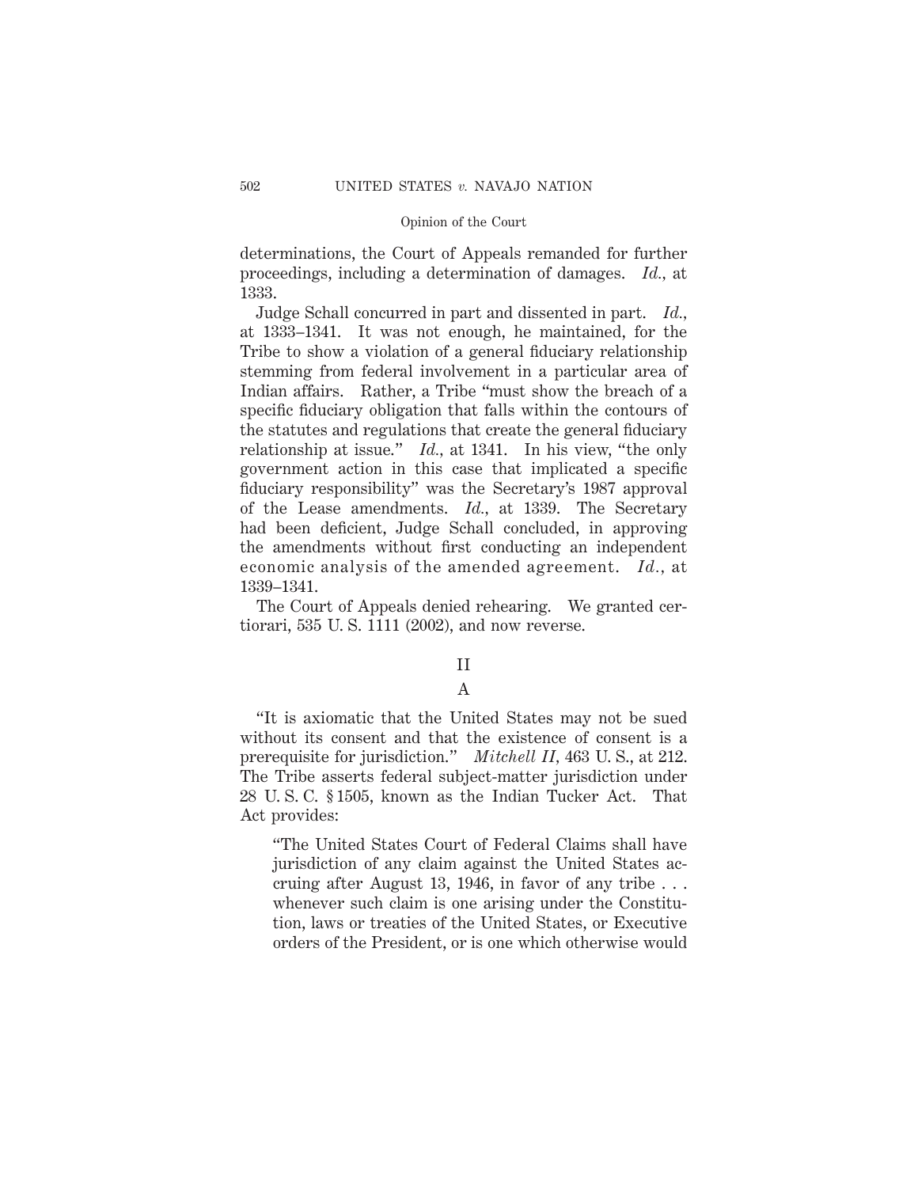determinations, the Court of Appeals remanded for further proceedings, including a determination of damages. *Id.*, at 1333.

Judge Schall concurred in part and dissented in part. *Id.*, at 1333–1341. It was not enough, he maintained, for the Tribe to show a violation of a general fiduciary relationship stemming from federal involvement in a particular area of Indian affairs. Rather, a Tribe "must show the breach of a specific fiduciary obligation that falls within the contours of the statutes and regulations that create the general fiduciary relationship at issue." *Id.*, at 1341. In his view, "the only government action in this case that implicated a specific fiduciary responsibility" was the Secretary's 1987 approval of the Lease amendments. *Id.*, at 1339. The Secretary had been deficient, Judge Schall concluded, in approving the amendments without first conducting an independent economic analysis of the amended agreement. *Id.*, at 1339–1341.

The Court of Appeals denied rehearing. We granted certiorari, 535 U. S. 1111 (2002), and now reverse.

## II

### A

"It is axiomatic that the United States may not be sued without its consent and that the existence of consent is a prerequisite for jurisdiction." *Mitchell II*, 463 U. S., at 212. The Tribe asserts federal subject-matter jurisdiction under 28 U. S. C. § 1505, known as the Indian Tucker Act. That Act provides:

> "The United States Court of Federal Claims shall have jurisdiction of any claim against the United States accruing after August 13, 1946, in favor of any tribe . . . whenever such claim is one arising under the Constitution, laws or treaties of the United States, or Executive orders of the President, or is one which otherwise would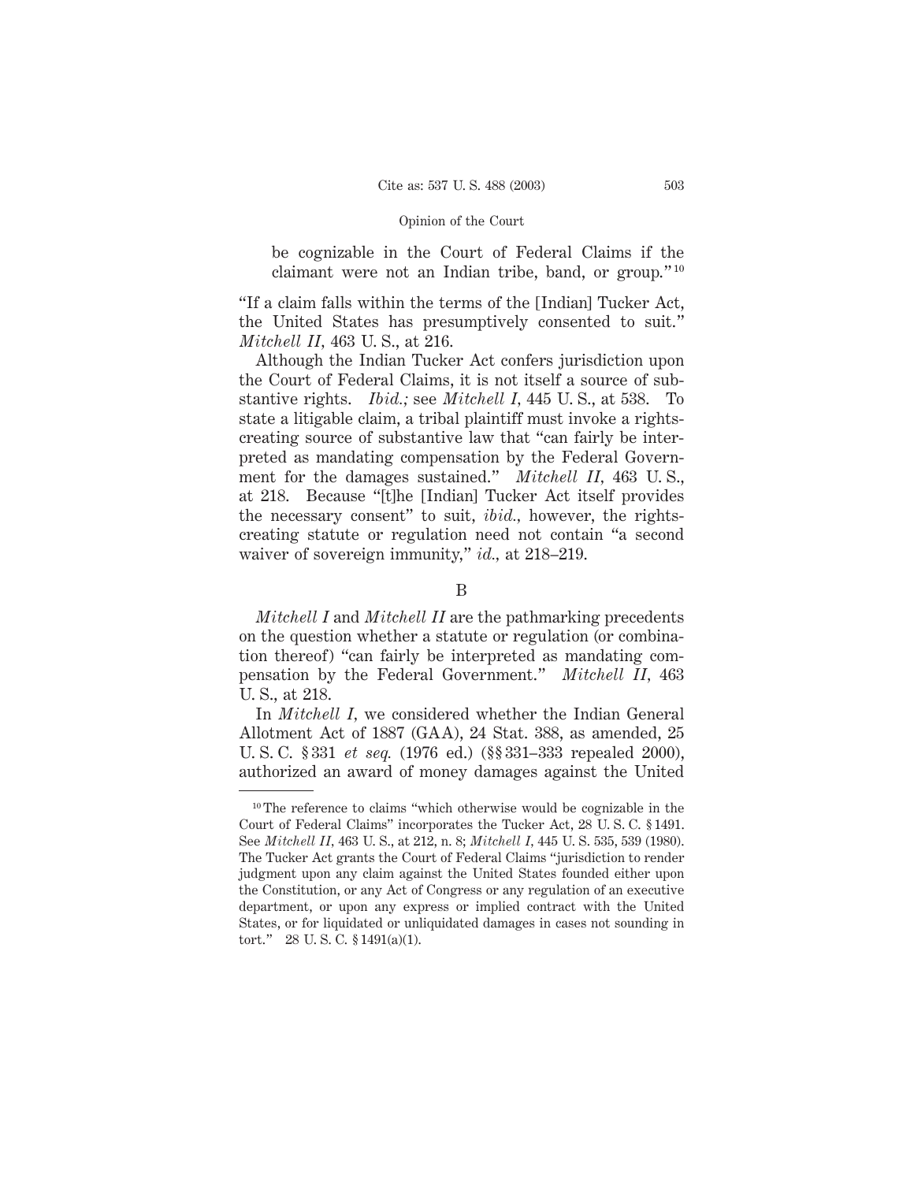be cognizable in the Court of Federal Claims if the claimant were not an Indian tribe, band, or group."[10]

"If a claim falls within the terms of the [Indian] Tucker Act, the United States has presumptively consented to suit." *Mitchell II*, 463 U. S., at 216.

Although the Indian Tucker Act confers jurisdiction upon the Court of Federal Claims, it is not itself a source of substantive rights. *Ibid.;* see *Mitchell I*, 445 U. S., at 538. To state a litigable claim, a tribal plaintiff must invoke a rights-creating source of substantive law that "can fairly be interpreted as mandating compensation by the Federal Government for the damages sustained." *Mitchell II*, 463 U. S., at 218. Because "[t]he [Indian] Tucker Act itself provides the necessary consent" to suit, *ibid.*, however, the rights-creating statute or regulation need not contain "a second waiver of sovereign immunity," *id.*, at 218–219.

B

*Mitchell I* and *Mitchell II* are the pathmarking precedents on the question whether a statute or regulation (or combination thereof) "can fairly be interpreted as mandating compensation by the Federal Government." *Mitchell II*, 463 U. S., at 218.

In *Mitchell I*, we considered whether the Indian General Allotment Act of 1887 (GAA), 24 Stat. 388, as amended, 25 U. S. C. § 331 *et seq.* (1976 ed.) (§§ 331–333 repealed 2000), authorized an award of money damages against the United

---

[10] The reference to claims "which otherwise would be cognizable in the Court of Federal Claims" incorporates the Tucker Act, 28 U. S. C. § 1491. See *Mitchell II*, 463 U. S., at 212, n. 8; *Mitchell I*, 445 U. S. 535, 539 (1980). The Tucker Act grants the Court of Federal Claims "jurisdiction to render judgment upon any claim against the United States founded either upon the Constitution, or any Act of Congress or any regulation of an executive department, or upon any express or implied contract with the United States, or for liquidated or unliquidated damages in cases not sounding in tort." 28 U. S. C. § 1491(a)(1).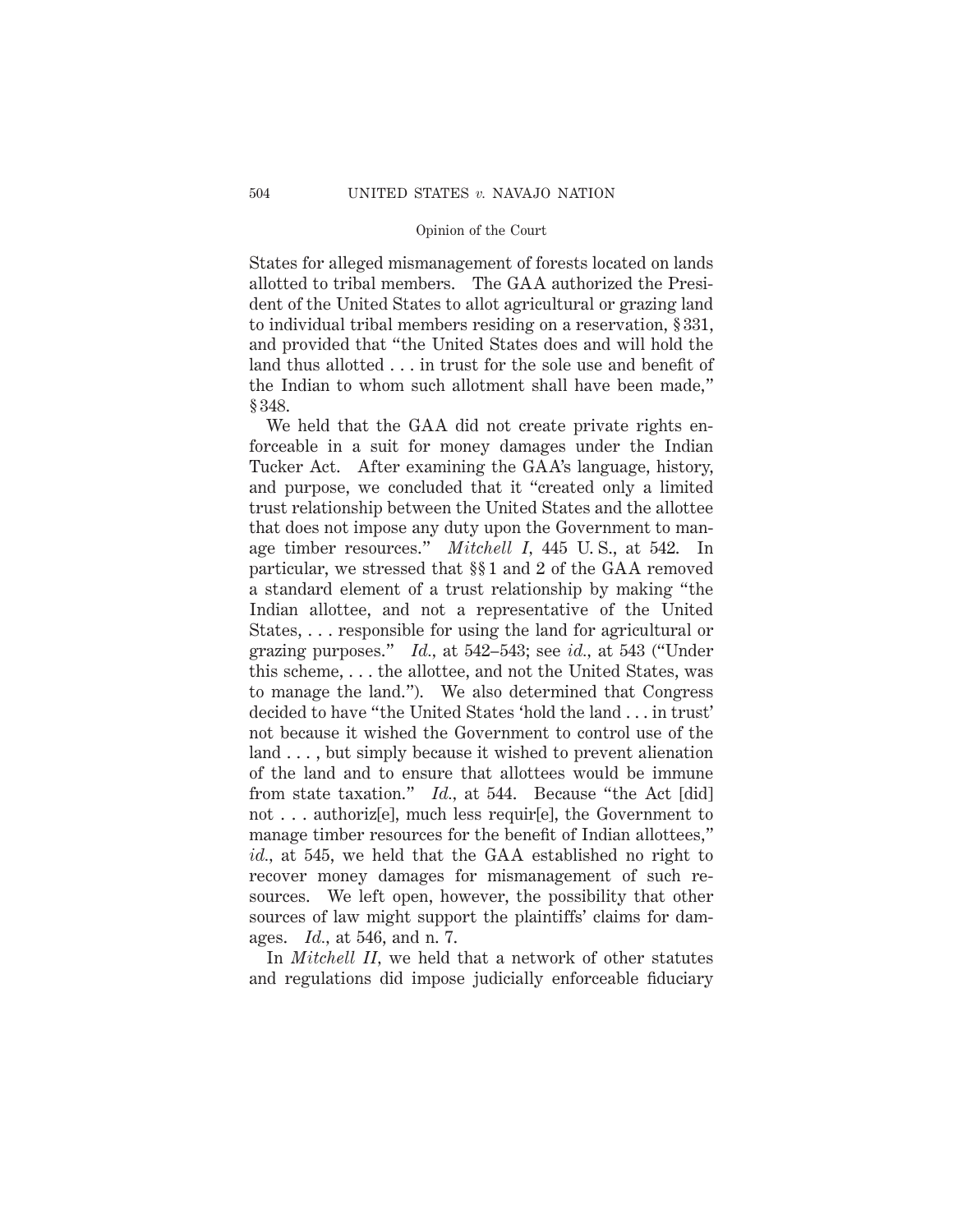States for alleged mismanagement of forests located on lands allotted to tribal members. The GAA authorized the President of the United States to allot agricultural or grazing land to individual tribal members residing on a reservation, § 331, and provided that "the United States does and will hold the land thus allotted . . . in trust for the sole use and benefit of the Indian to whom such allotment shall have been made," § 348.

We held that the GAA did not create private rights enforceable in a suit for money damages under the Indian Tucker Act. After examining the GAA's language, history, and purpose, we concluded that it "created only a limited trust relationship between the United States and the allottee that does not impose any duty upon the Government to manage timber resources." *Mitchell I*, 445 U. S., at 542. In particular, we stressed that §§ 1 and 2 of the GAA removed a standard element of a trust relationship by making "the Indian allottee, and not a representative of the United States, . . . responsible for using the land for agricultural or grazing purposes." *Id.*, at 542–543; see *id.*, at 543 ("Under this scheme, . . . the allottee, and not the United States, was to manage the land."). We also determined that Congress decided to have "the United States 'hold the land . . . in trust' not because it wished the Government to control use of the land . . . , but simply because it wished to prevent alienation of the land and to ensure that allottees would be immune from state taxation." *Id.*, at 544. Because "the Act [did] not . . . authoriz[e], much less requir[e], the Government to manage timber resources for the benefit of Indian allottees," *id.*, at 545, we held that the GAA established no right to recover money damages for mismanagement of such resources. We left open, however, the possibility that other sources of law might support the plaintiffs' claims for damages. *Id.*, at 546, and n. 7.

In *Mitchell II*, we held that a network of other statutes and regulations did impose judicially enforceable fiduciary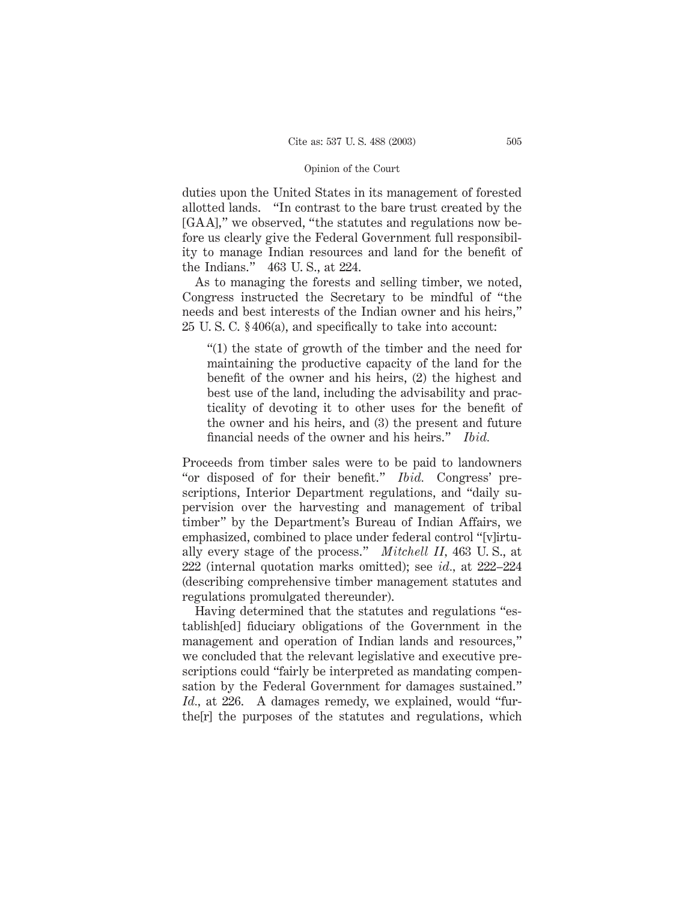duties upon the United States in its management of forested allotted lands. "In contrast to the bare trust created by the [GAA]," we observed, "the statutes and regulations now before us clearly give the Federal Government full responsibility to manage Indian resources and land for the benefit of the Indians." 463 U. S., at 224.

As to managing the forests and selling timber, we noted, Congress instructed the Secretary to be mindful of "the needs and best interests of the Indian owner and his heirs," 25 U. S. C. § 406(a), and specifically to take into account:

> "(1) the state of growth of the timber and the need for maintaining the productive capacity of the land for the benefit of the owner and his heirs, (2) the highest and best use of the land, including the advisability and practicality of devoting it to other uses for the benefit of the owner and his heirs, and (3) the present and future financial needs of the owner and his heirs." *Ibid.*

Proceeds from timber sales were to be paid to landowners "or disposed of for their benefit." *Ibid.* Congress' prescriptions, Interior Department regulations, and "daily supervision over the harvesting and management of tribal timber" by the Department's Bureau of Indian Affairs, we emphasized, combined to place under federal control "[v]irtually every stage of the process." *Mitchell II*, 463 U. S., at 222 (internal quotation marks omitted); see *id.*, at 222–224 (describing comprehensive timber management statutes and regulations promulgated thereunder).

Having determined that the statutes and regulations "establish[ed] fiduciary obligations of the Government in the management and operation of Indian lands and resources," we concluded that the relevant legislative and executive prescriptions could "fairly be interpreted as mandating compensation by the Federal Government for damages sustained." *Id.*, at 226. A damages remedy, we explained, would "furthe[r] the purposes of the statutes and regulations, which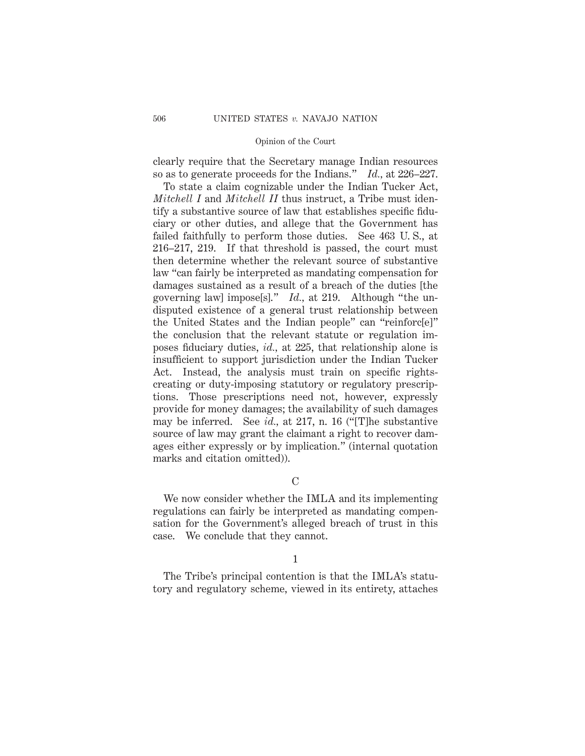clearly require that the Secretary manage Indian resources so as to generate proceeds for the Indians." *Id.*, at 226–227.

To state a claim cognizable under the Indian Tucker Act, *Mitchell I* and *Mitchell II* thus instruct, a Tribe must identify a substantive source of law that establishes specific fiduciary or other duties, and allege that the Government has failed faithfully to perform those duties. See 463 U. S., at 216–217, 219. If that threshold is passed, the court must then determine whether the relevant source of substantive law "can fairly be interpreted as mandating compensation for damages sustained as a result of a breach of the duties [the governing law] impose[s]." *Id.*, at 219. Although "the undisputed existence of a general trust relationship between the United States and the Indian people" can "reinforc[e]" the conclusion that the relevant statute or regulation imposes fiduciary duties, *id.*, at 225, that relationship alone is insufficient to support jurisdiction under the Indian Tucker Act. Instead, the analysis must train on specific rights-creating or duty-imposing statutory or regulatory prescriptions. Those prescriptions need not, however, expressly provide for money damages; the availability of such damages may be inferred. See *id.*, at 217, n. 16 ("[T]he substantive source of law may grant the claimant a right to recover damages either expressly or by implication." (internal quotation marks and citation omitted)).

## C

We now consider whether the IMLA and its implementing regulations can fairly be interpreted as mandating compensation for the Government's alleged breach of trust in this case. We conclude that they cannot.

### 1

The Tribe's principal contention is that the IMLA's statutory and regulatory scheme, viewed in its entirety, attaches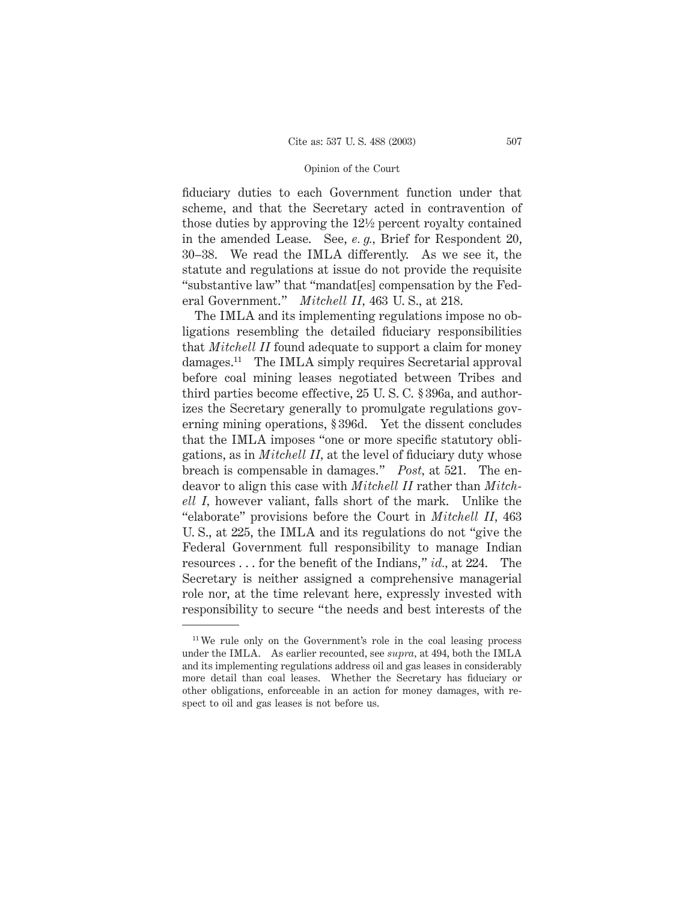fiduciary duties to each Government function under that scheme, and that the Secretary acted in contravention of those duties by approving the 12½ percent royalty contained in the amended Lease. See, *e. g.*, Brief for Respondent 20, 30–38. We read the IMLA differently. As we see it, the statute and regulations at issue do not provide the requisite "substantive law" that "mandat[es] compensation by the Federal Government." *Mitchell II*, 463 U. S., at 218.

The IMLA and its implementing regulations impose no obligations resembling the detailed fiduciary responsibilities that *Mitchell II* found adequate to support a claim for money damages.[11] The IMLA simply requires Secretarial approval before coal mining leases negotiated between Tribes and third parties become effective, 25 U. S. C. § 396a, and authorizes the Secretary generally to promulgate regulations governing mining operations, § 396d. Yet the dissent concludes that the IMLA imposes "one or more specific statutory obligations, as in *Mitchell II*, at the level of fiduciary duty whose breach is compensable in damages." *Post*, at 521. The endeavor to align this case with *Mitchell II* rather than *Mitchell I*, however valiant, falls short of the mark. Unlike the "elaborate" provisions before the Court in *Mitchell II*, 463 U. S., at 225, the IMLA and its regulations do not "give the Federal Government full responsibility to manage Indian resources . . . for the benefit of the Indians," *id.*, at 224. The Secretary is neither assigned a comprehensive managerial role nor, at the time relevant here, expressly invested with responsibility to secure "the needs and best interests of the

[11] We rule only on the Government's role in the coal leasing process under the IMLA. As earlier recounted, see *supra*, at 494, both the IMLA and its implementing regulations address oil and gas leases in considerably more detail than coal leases. Whether the Secretary has fiduciary or other obligations, enforceable in an action for money damages, with respect to oil and gas leases is not before us.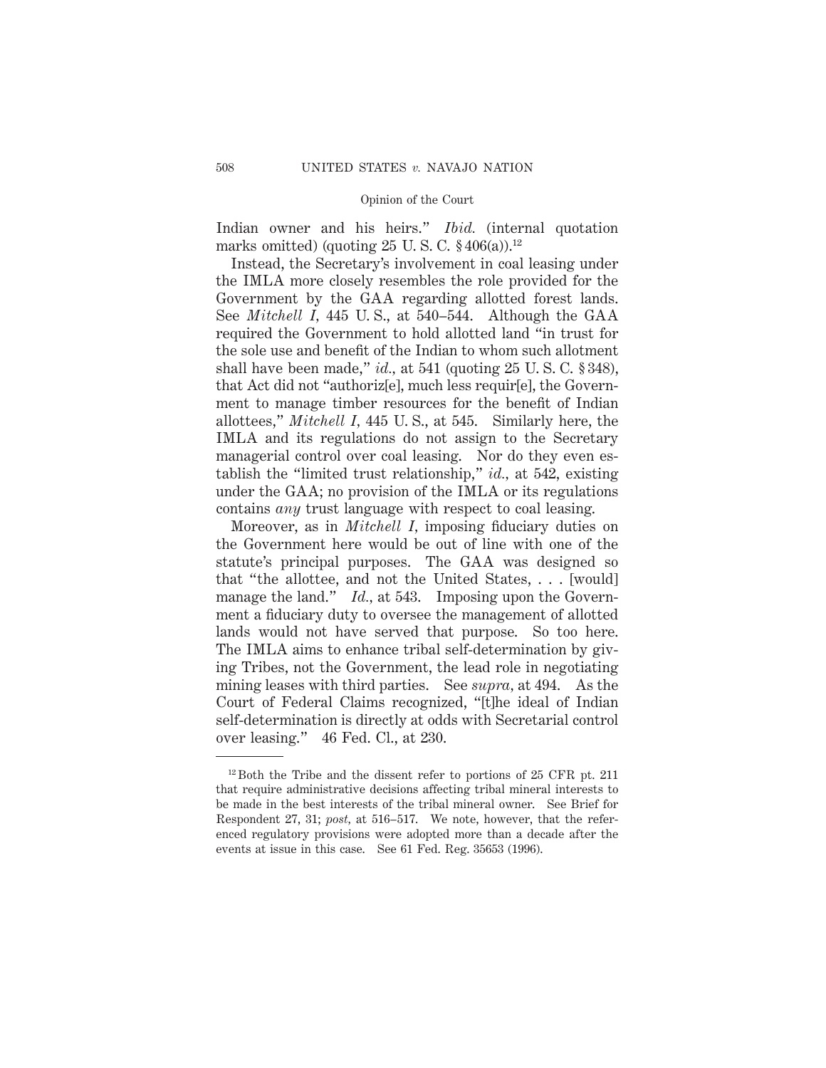Indian owner and his heirs." *Ibid.* (internal quotation marks omitted) (quoting 25 U. S. C. § 406(a)).[12]

Instead, the Secretary's involvement in coal leasing under the IMLA more closely resembles the role provided for the Government by the GAA regarding allotted forest lands. See *Mitchell I*, 445 U. S., at 540–544. Although the GAA required the Government to hold allotted land "in trust for the sole use and benefit of the Indian to whom such allotment shall have been made," *id.*, at 541 (quoting 25 U. S. C. § 348), that Act did not "authoriz[e], much less requir[e], the Government to manage timber resources for the benefit of Indian allottees," *Mitchell I*, 445 U. S., at 545. Similarly here, the IMLA and its regulations do not assign to the Secretary managerial control over coal leasing. Nor do they even establish the "limited trust relationship," *id.*, at 542, existing under the GAA; no provision of the IMLA or its regulations contains *any* trust language with respect to coal leasing.

Moreover, as in *Mitchell I*, imposing fiduciary duties on the Government here would be out of line with one of the statute's principal purposes. The GAA was designed so that "the allottee, and not the United States, . . . [would] manage the land." *Id.*, at 543. Imposing upon the Government a fiduciary duty to oversee the management of allotted lands would not have served that purpose. So too here. The IMLA aims to enhance tribal self-determination by giving Tribes, not the Government, the lead role in negotiating mining leases with third parties. See *supra*, at 494. As the Court of Federal Claims recognized, "[t]he ideal of Indian self-determination is directly at odds with Secretarial control over leasing." 46 Fed. Cl., at 230.

---

[12] Both the Tribe and the dissent refer to portions of 25 CFR pt. 211 that require administrative decisions affecting tribal mineral interests to be made in the best interests of the tribal mineral owner. See Brief for Respondent 27, 31; *post*, at 516–517. We note, however, that the referenced regulatory provisions were adopted more than a decade after the events at issue in this case. See 61 Fed. Reg. 35653 (1996).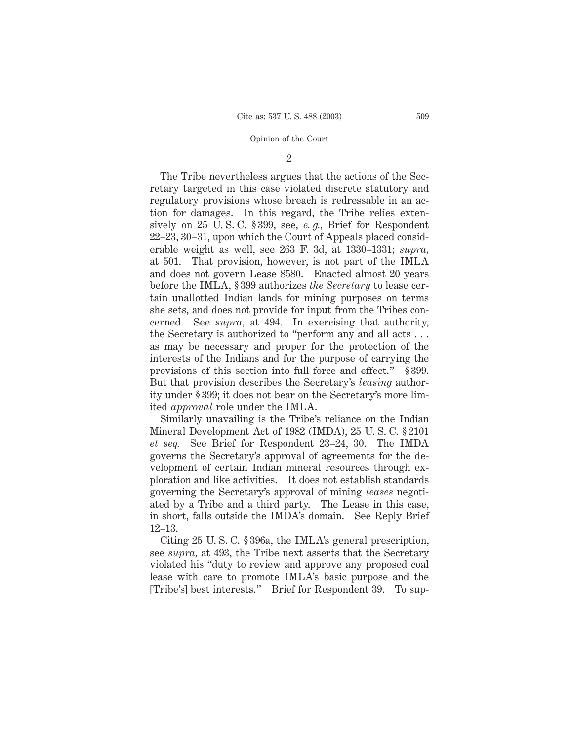2

The Tribe nevertheless argues that the actions of the Secretary targeted in this case violated discrete statutory and regulatory provisions whose breach is redressable in an action for damages. In this regard, the Tribe relies extensively on 25 U. S. C. § 399, see, *e. g.,* Brief for Respondent 22–23, 30–31, upon which the Court of Appeals placed considerable weight as well, see 263 F. 3d, at 1330–1331; *supra,* at 501. That provision, however, is not part of the IMLA and does not govern Lease 8580. Enacted almost 20 years before the IMLA, § 399 authorizes *the Secretary* to lease certain unallotted Indian lands for mining purposes on terms she sets, and does not provide for input from the Tribes concerned. See *supra,* at 494. In exercising that authority, the Secretary is authorized to "perform any and all acts . . . as may be necessary and proper for the protection of the interests of the Indians and for the purpose of carrying the provisions of this section into full force and effect." § 399. But that provision describes the Secretary's *leasing* authority under § 399; it does not bear on the Secretary's more limited *approval* role under the IMLA.

Similarly unavailing is the Tribe's reliance on the Indian Mineral Development Act of 1982 (IMDA), 25 U. S. C. § 2101 *et seq.* See Brief for Respondent 23–24, 30. The IMDA governs the Secretary's approval of agreements for the development of certain Indian mineral resources through exploration and like activities. It does not establish standards governing the Secretary's approval of mining *leases* negotiated by a Tribe and a third party. The Lease in this case, in short, falls outside the IMDA's domain. See Reply Brief 12–13.

Citing 25 U. S. C. § 396a, the IMLA's general prescription, see *supra,* at 493, the Tribe next asserts that the Secretary violated his "duty to review and approve any proposed coal lease with care to promote IMLA's basic purpose and the [Tribe's] best interests." Brief for Respondent 39. To sup-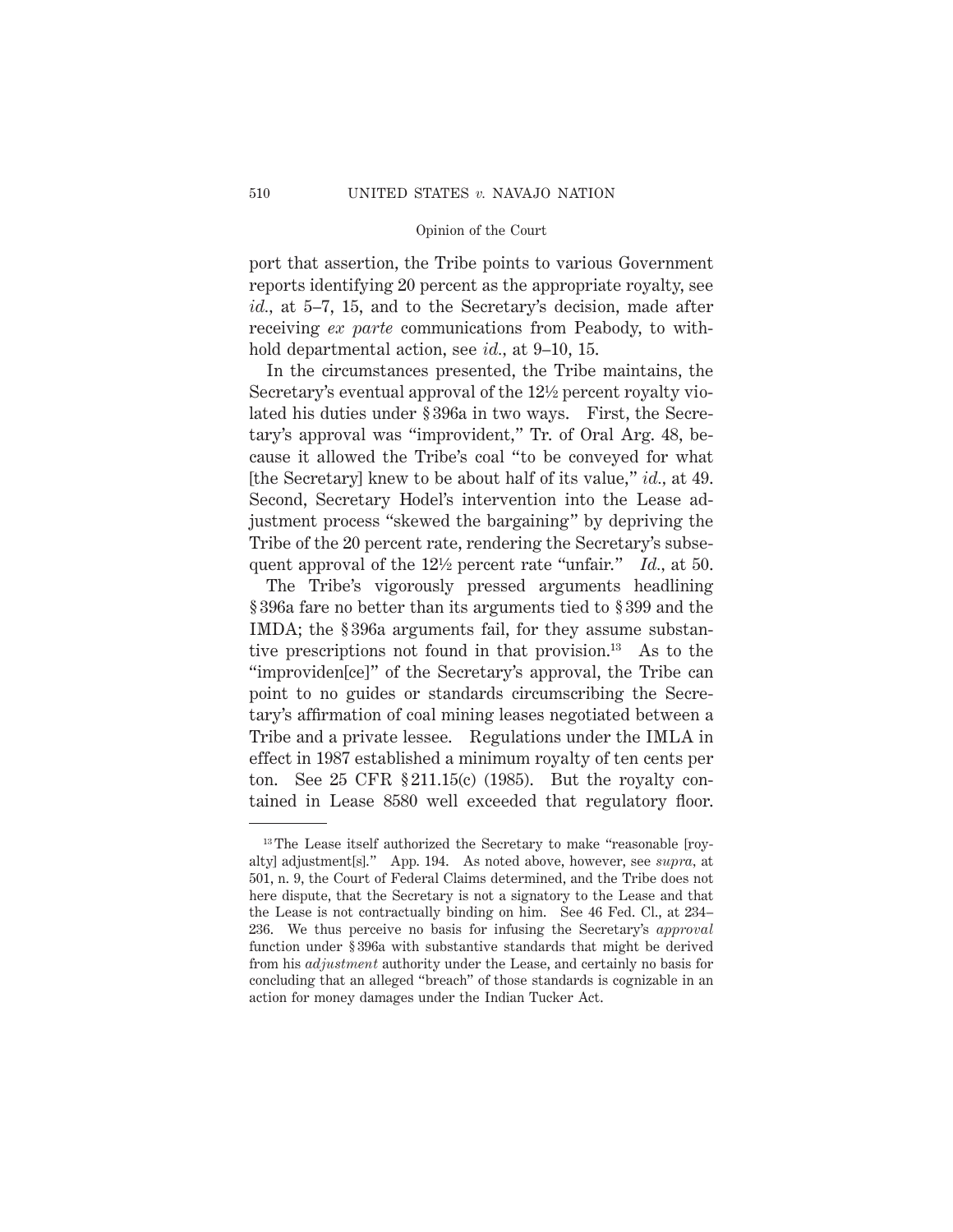port that assertion, the Tribe points to various Government reports identifying 20 percent as the appropriate royalty, see *id.*, at 5–7, 15, and to the Secretary's decision, made after receiving *ex parte* communications from Peabody, to withhold departmental action, see *id.*, at 9–10, 15.

In the circumstances presented, the Tribe maintains, the Secretary's eventual approval of the 12½ percent royalty violated his duties under § 396a in two ways. First, the Secretary's approval was "improvident," Tr. of Oral Arg. 48, because it allowed the Tribe's coal "to be conveyed for what [the Secretary] knew to be about half of its value," *id.*, at 49. Second, Secretary Hodel's intervention into the Lease adjustment process "skewed the bargaining" by depriving the Tribe of the 20 percent rate, rendering the Secretary's subsequent approval of the 12½ percent rate "unfair." *Id.*, at 50.

The Tribe's vigorously pressed arguments headlining § 396a fare no better than its arguments tied to § 399 and the IMDA; the § 396a arguments fail, for they assume substantive prescriptions not found in that provision.[13] As to the "improviden[ce]" of the Secretary's approval, the Tribe can point to no guides or standards circumscribing the Secretary's affirmation of coal mining leases negotiated between a Tribe and a private lessee. Regulations under the IMLA in effect in 1987 established a minimum royalty of ten cents per ton. See 25 CFR § 211.15(c) (1985). But the royalty contained in Lease 8580 well exceeded that regulatory floor.

---

[13] The Lease itself authorized the Secretary to make "reasonable [royalty] adjustment[s]." App. 194. As noted above, however, see *supra*, at 501, n. 9, the Court of Federal Claims determined, and the Tribe does not here dispute, that the Secretary is not a signatory to the Lease and that the Lease is not contractually binding on him. See 46 Fed. Cl., at 234–236. We thus perceive no basis for infusing the Secretary's *approval* function under § 396a with substantive standards that might be derived from his *adjustment* authority under the Lease, and certainly no basis for concluding that an alleged "breach" of those standards is cognizable in an action for money damages under the Indian Tucker Act.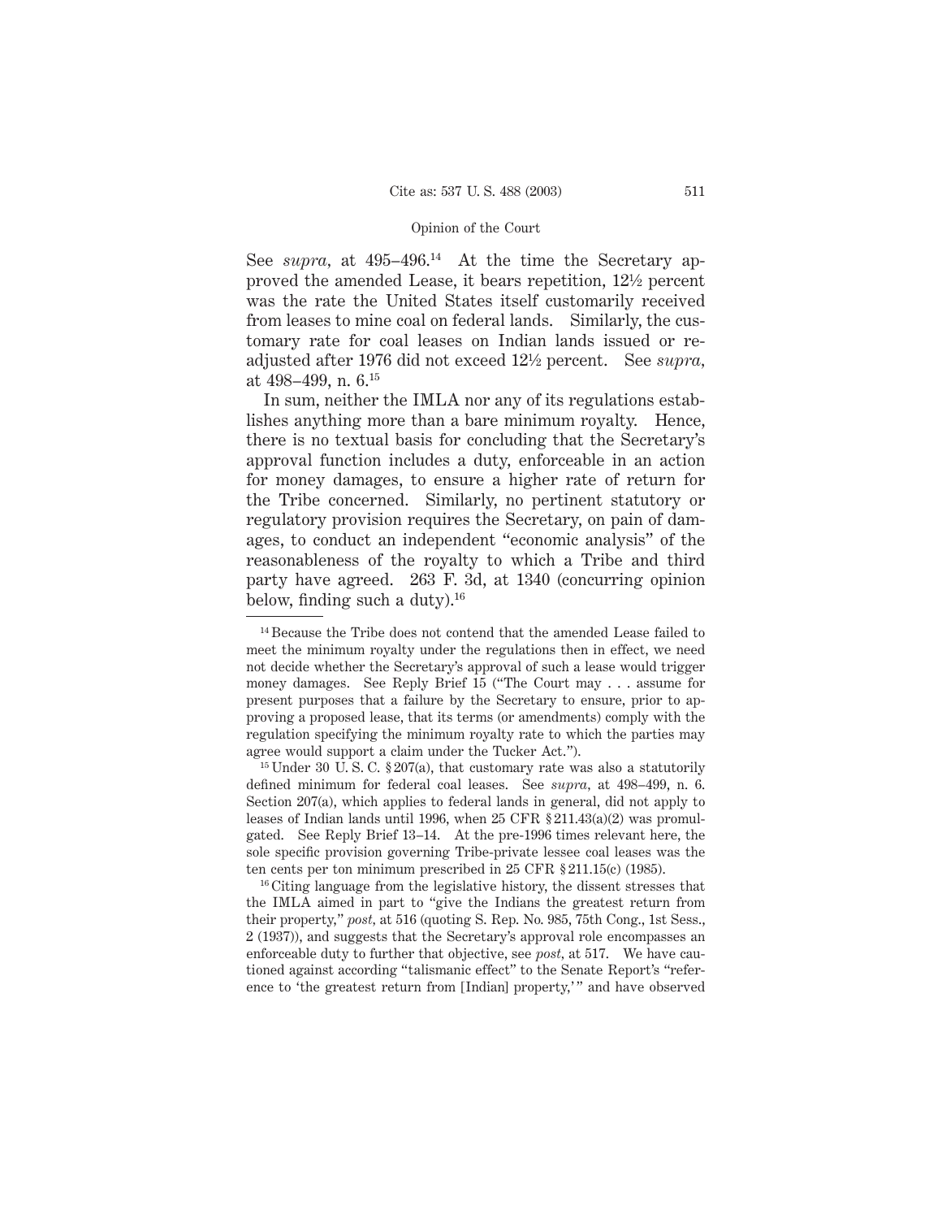See *supra*, at 495–496.[14] At the time the Secretary approved the amended Lease, it bears repetition, 12½ percent was the rate the United States itself customarily received from leases to mine coal on federal lands. Similarly, the customary rate for coal leases on Indian lands issued or readjusted after 1976 did not exceed 12½ percent. See *supra*, at 498–499, n. 6.[15]

In sum, neither the IMLA nor any of its regulations establishes anything more than a bare minimum royalty. Hence, there is no textual basis for concluding that the Secretary's approval function includes a duty, enforceable in an action for money damages, to ensure a higher rate of return for the Tribe concerned. Similarly, no pertinent statutory or regulatory provision requires the Secretary, on pain of damages, to conduct an independent "economic analysis" of the reasonableness of the royalty to which a Tribe and third party have agreed. 263 F. 3d, at 1340 (concurring opinion below, finding such a duty).[16]

---

[14] Because the Tribe does not contend that the amended Lease failed to meet the minimum royalty under the regulations then in effect, we need not decide whether the Secretary's approval of such a lease would trigger money damages. See Reply Brief 15 ("The Court may . . . assume for present purposes that a failure by the Secretary to ensure, prior to approving a proposed lease, that its terms (or amendments) comply with the regulation specifying the minimum royalty rate to which the parties may agree would support a claim under the Tucker Act.").

[15] Under 30 U. S. C. § 207(a), that customary rate was also a statutorily defined minimum for federal coal leases. See *supra*, at 498–499, n. 6. Section 207(a), which applies to federal lands in general, did not apply to leases of Indian lands until 1996, when 25 CFR § 211.43(a)(2) was promulgated. See Reply Brief 13–14. At the pre-1996 times relevant here, the sole specific provision governing Tribe-private lessee coal leases was the ten cents per ton minimum prescribed in 25 CFR § 211.15(c) (1985).

[16] Citing language from the legislative history, the dissent stresses that the IMLA aimed in part to "give the Indians the greatest return from their property," *post*, at 516 (quoting S. Rep. No. 985, 75th Cong., 1st Sess., 2 (1937)), and suggests that the Secretary's approval role encompasses an enforceable duty to further that objective, see *post*, at 517. We have cautioned against according "talismanic effect" to the Senate Report's "reference to 'the greatest return from [Indian] property,'" and have observed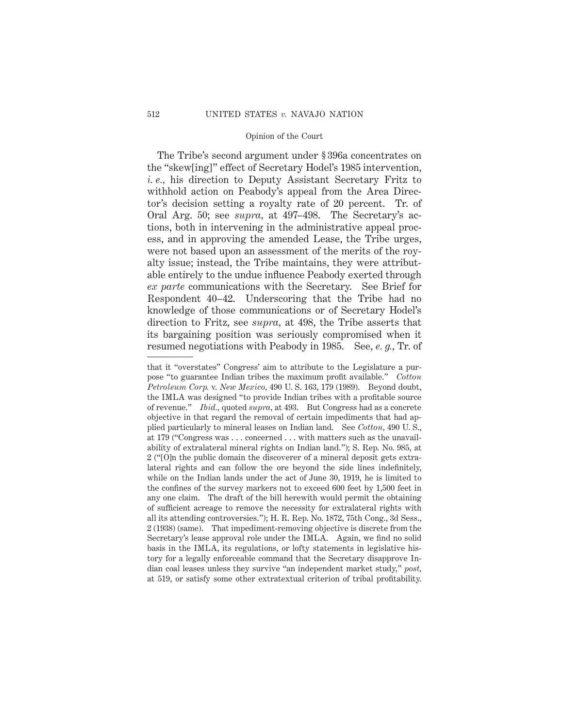The Tribe's second argument under § 396a concentrates on the "skew[ing]" effect of Secretary Hodel's 1985 intervention, *i. e.*, his direction to Deputy Assistant Secretary Fritz to withhold action on Peabody's appeal from the Area Director's decision setting a royalty rate of 20 percent. Tr. of Oral Arg. 50; see *supra*, at 497–498. The Secretary's actions, both in intervening in the administrative appeal process, and in approving the amended Lease, the Tribe urges, were not based upon an assessment of the merits of the royalty issue; instead, the Tribe maintains, they were attributable entirely to the undue influence Peabody exerted through *ex parte* communications with the Secretary. See Brief for Respondent 40–42. Underscoring that the Tribe had no knowledge of those communications or of Secretary Hodel's direction to Fritz, see *supra*, at 498, the Tribe asserts that its bargaining position was seriously compromised when it resumed negotiations with Peabody in 1985. See, *e. g.*, Tr. of

---

that it "overstates" Congress' aim to attribute to the Legislature a purpose "to guarantee Indian tribes the maximum profit available." *Cotton Petroleum Corp.* v. *New Mexico*, 490 U. S. 163, 179 (1989). Beyond doubt, the IMLA was designed "to provide Indian tribes with a profitable source of revenue." *Ibid.*, quoted *supra*, at 493. But Congress had as a concrete objective in that regard the removal of certain impediments that had applied particularly to mineral leases on Indian land. See *Cotton*, 490 U. S., at 179 ("Congress was . . . concerned . . . with matters such as the unavailability of extralateral mineral rights on Indian land."); S. Rep. No. 985, at 2 ("[O]n the public domain the discoverer of a mineral deposit gets extralateral rights and can follow the ore beyond the side lines indefinitely, while on the Indian lands under the act of June 30, 1919, he is limited to the confines of the survey markers not to exceed 600 feet by 1,500 feet in any one claim. The draft of the bill herewith would permit the obtaining of sufficient acreage to remove the necessity for extralateral rights with all its attending controversies."); H. R. Rep. No. 1872, 75th Cong., 3d Sess., 2 (1938) (same). That impediment-removing objective is discrete from the Secretary's lease approval role under the IMLA. Again, we find no solid basis in the IMLA, its regulations, or lofty statements in legislative history for a legally enforceable command that the Secretary disapprove Indian coal leases unless they survive "an independent market study," *post*, at 519, or satisfy some other extratextual criterion of tribal profitability.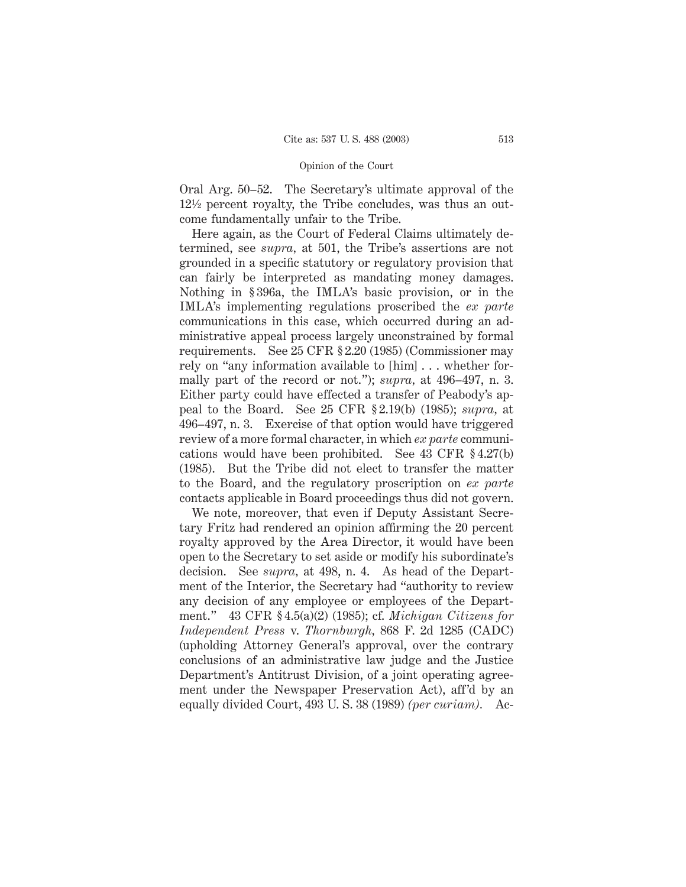Oral Arg. 50–52. The Secretary's ultimate approval of the 12½ percent royalty, the Tribe concludes, was thus an outcome fundamentally unfair to the Tribe.

Here again, as the Court of Federal Claims ultimately determined, see *supra*, at 501, the Tribe's assertions are not grounded in a specific statutory or regulatory provision that can fairly be interpreted as mandating money damages. Nothing in § 396a, the IMLA's basic provision, or in the IMLA's implementing regulations proscribed the *ex parte* communications in this case, which occurred during an administrative appeal process largely unconstrained by formal requirements. See 25 CFR § 2.20 (1985) (Commissioner may rely on "any information available to [him] . . . whether formally part of the record or not."); *supra*, at 496–497, n. 3. Either party could have effected a transfer of Peabody's appeal to the Board. See 25 CFR § 2.19(b) (1985); *supra*, at 496–497, n. 3. Exercise of that option would have triggered review of a more formal character, in which *ex parte* communications would have been prohibited. See 43 CFR § 4.27(b) (1985). But the Tribe did not elect to transfer the matter to the Board, and the regulatory proscription on *ex parte* contacts applicable in Board proceedings thus did not govern.

We note, moreover, that even if Deputy Assistant Secretary Fritz had rendered an opinion affirming the 20 percent royalty approved by the Area Director, it would have been open to the Secretary to set aside or modify his subordinate's decision. See *supra*, at 498, n. 4. As head of the Department of the Interior, the Secretary had "authority to review any decision of any employee or employees of the Department." 43 CFR § 4.5(a)(2) (1985); cf. *Michigan Citizens for Independent Press* v. *Thornburgh*, 868 F. 2d 1285 (CADC) (upholding Attorney General's approval, over the contrary conclusions of an administrative law judge and the Justice Department's Antitrust Division, of a joint operating agreement under the Newspaper Preservation Act), aff'd by an equally divided Court, 493 U. S. 38 (1989) *(per curiam)*. Ac-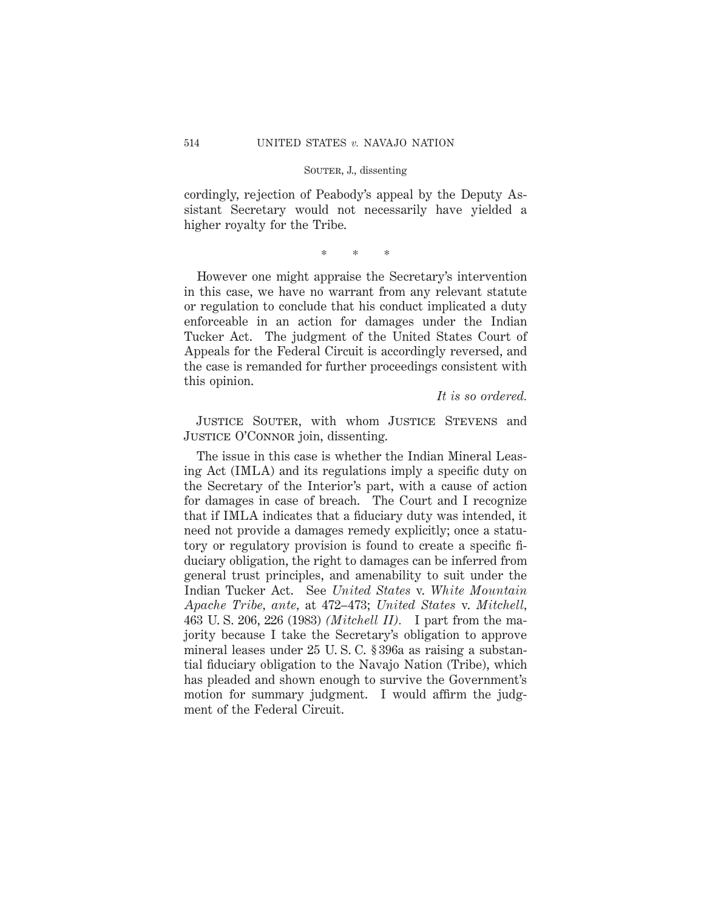cordingly, rejection of Peabody's appeal by the Deputy Assistant Secretary would not necessarily have yielded a higher royalty for the Tribe.

\* \* \*

However one might appraise the Secretary's intervention in this case, we have no warrant from any relevant statute or regulation to conclude that his conduct implicated a duty enforceable in an action for damages under the Indian Tucker Act. The judgment of the United States Court of Appeals for the Federal Circuit is accordingly reversed, and the case is remanded for further proceedings consistent with this opinion.

*It is so ordered.*

JUSTICE SOUTER, with whom JUSTICE STEVENS and JUSTICE O'CONNOR join, dissenting.

The issue in this case is whether the Indian Mineral Leasing Act (IMLA) and its regulations imply a specific duty on the Secretary of the Interior's part, with a cause of action for damages in case of breach. The Court and I recognize that if IMLA indicates that a fiduciary duty was intended, it need not provide a damages remedy explicitly; once a statutory or regulatory provision is found to create a specific fiduciary obligation, the right to damages can be inferred from general trust principles, and amenability to suit under the Indian Tucker Act. See *United States* v. *White Mountain Apache Tribe*, *ante*, at 472–473; *United States* v. *Mitchell*, 463 U. S. 206, 226 (1983) *(Mitchell II)*. I part from the majority because I take the Secretary's obligation to approve mineral leases under 25 U. S. C. § 396a as raising a substantial fiduciary obligation to the Navajo Nation (Tribe), which has pleaded and shown enough to survive the Government's motion for summary judgment. I would affirm the judgment of the Federal Circuit.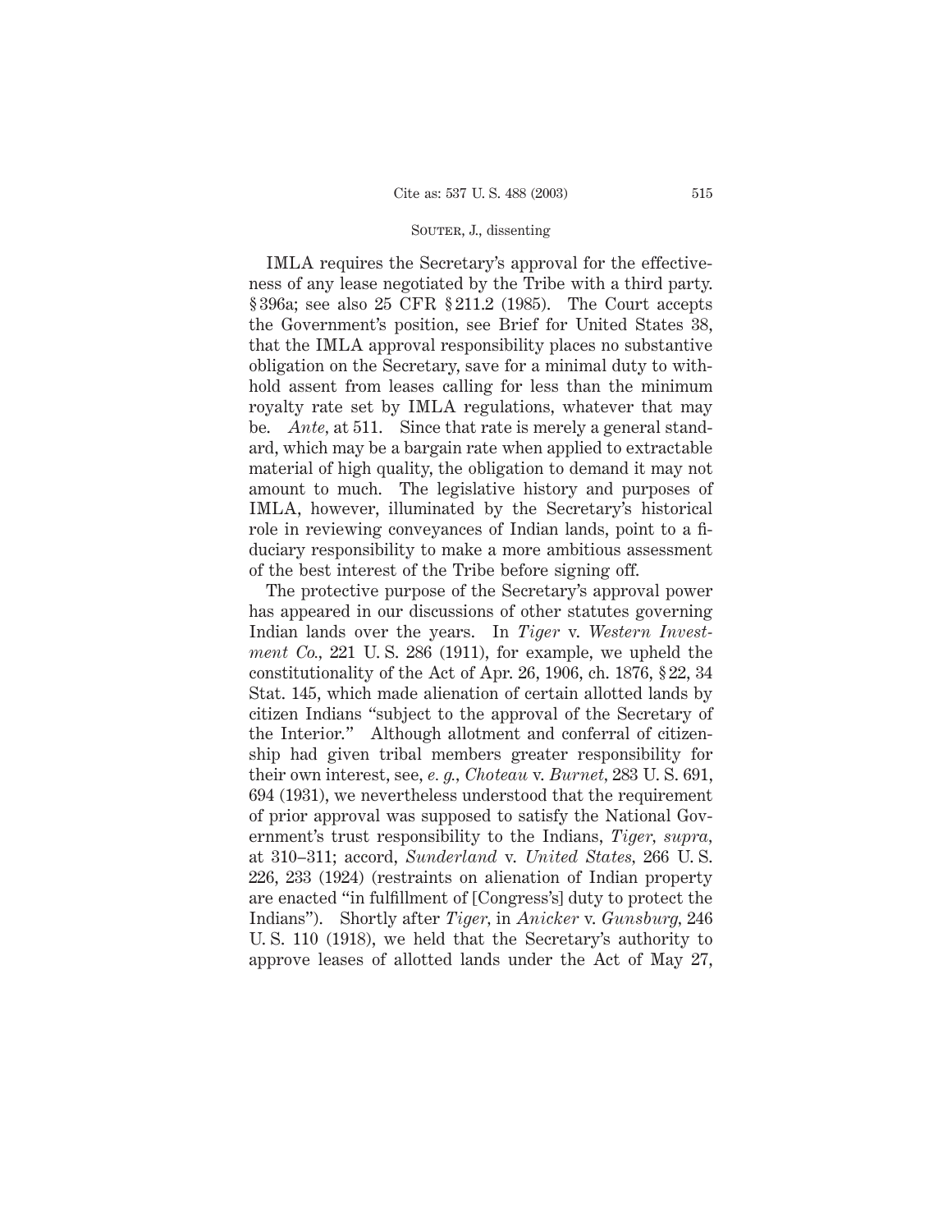IMLA requires the Secretary's approval for the effectiveness of any lease negotiated by the Tribe with a third party. § 396a; see also 25 CFR § 211.2 (1985). The Court accepts the Government's position, see Brief for United States 38, that the IMLA approval responsibility places no substantive obligation on the Secretary, save for a minimal duty to withhold assent from leases calling for less than the minimum royalty rate set by IMLA regulations, whatever that may be. *Ante*, at 511. Since that rate is merely a general standard, which may be a bargain rate when applied to extractable material of high quality, the obligation to demand it may not amount to much. The legislative history and purposes of IMLA, however, illuminated by the Secretary's historical role in reviewing conveyances of Indian lands, point to a fiduciary responsibility to make a more ambitious assessment of the best interest of the Tribe before signing off.

The protective purpose of the Secretary's approval power has appeared in our discussions of other statutes governing Indian lands over the years. In *Tiger* v. *Western Investment Co.*, 221 U. S. 286 (1911), for example, we upheld the constitutionality of the Act of Apr. 26, 1906, ch. 1876, § 22, 34 Stat. 145, which made alienation of certain allotted lands by citizen Indians "subject to the approval of the Secretary of the Interior." Although allotment and conferral of citizenship had given tribal members greater responsibility for their own interest, see, *e. g.*, *Choteau* v. *Burnet*, 283 U. S. 691, 694 (1931), we nevertheless understood that the requirement of prior approval was supposed to satisfy the National Government's trust responsibility to the Indians, *Tiger*, *supra*, at 310–311; accord, *Sunderland* v. *United States*, 266 U. S. 226, 233 (1924) (restraints on alienation of Indian property are enacted "in fulfillment of [Congress's] duty to protect the Indians"). Shortly after *Tiger*, in *Anicker* v. *Gunsburg*, 246 U. S. 110 (1918), we held that the Secretary's authority to approve leases of allotted lands under the Act of May 27,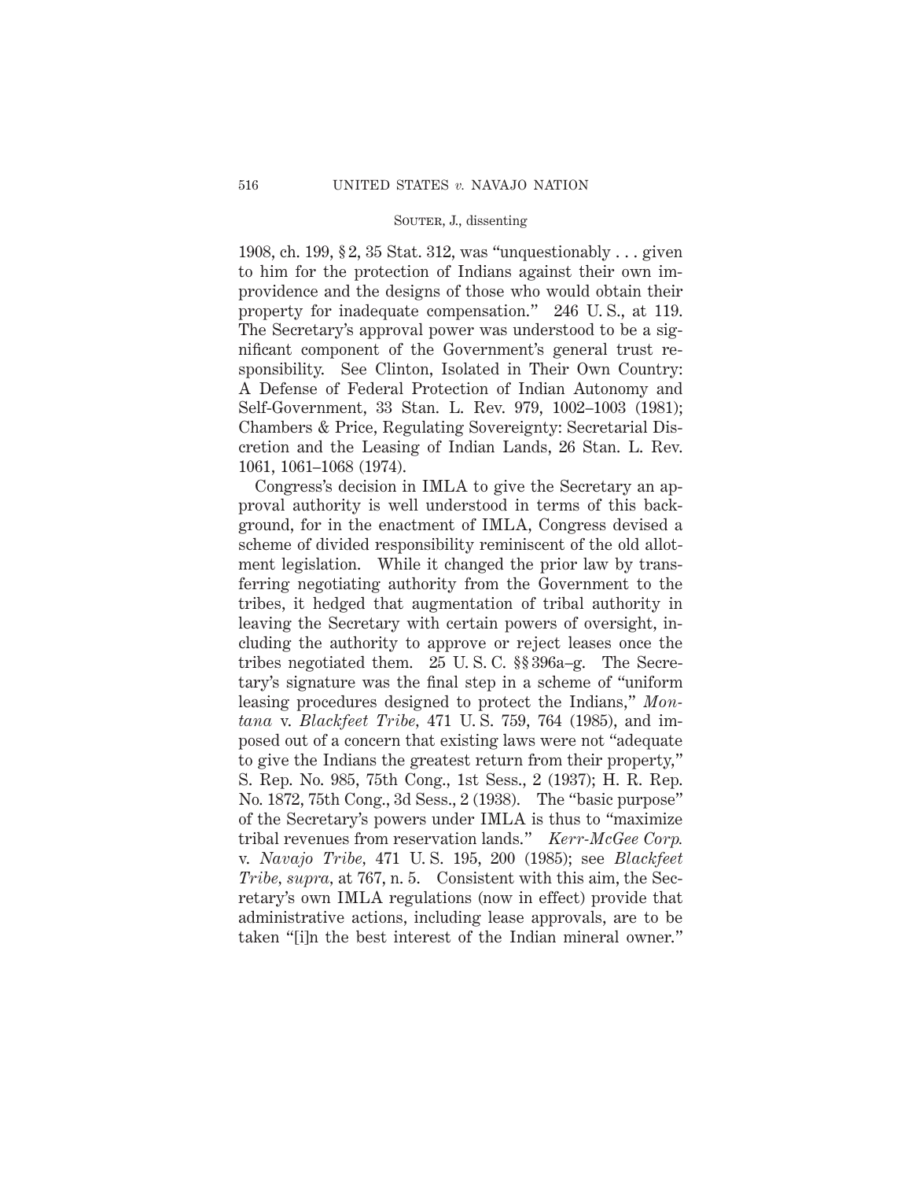1908, ch. 199, § 2, 35 Stat. 312, was "unquestionably . . . given to him for the protection of Indians against their own improvidence and the designs of those who would obtain their property for inadequate compensation." 246 U. S., at 119. The Secretary's approval power was understood to be a significant component of the Government's general trust responsibility. See Clinton, Isolated in Their Own Country: A Defense of Federal Protection of Indian Autonomy and Self-Government, 33 Stan. L. Rev. 979, 1002–1003 (1981); Chambers & Price, Regulating Sovereignty: Secretarial Discretion and the Leasing of Indian Lands, 26 Stan. L. Rev. 1061, 1061–1068 (1974).

Congress's decision in IMLA to give the Secretary an approval authority is well understood in terms of this background, for in the enactment of IMLA, Congress devised a scheme of divided responsibility reminiscent of the old allotment legislation. While it changed the prior law by transferring negotiating authority from the Government to the tribes, it hedged that augmentation of tribal authority in leaving the Secretary with certain powers of oversight, including the authority to approve or reject leases once the tribes negotiated them. 25 U. S. C. §§ 396a–g. The Secretary's signature was the final step in a scheme of "uniform leasing procedures designed to protect the Indians," *Montana* v. *Blackfeet Tribe*, 471 U. S. 759, 764 (1985), and imposed out of a concern that existing laws were not "adequate to give the Indians the greatest return from their property," S. Rep. No. 985, 75th Cong., 1st Sess., 2 (1937); H. R. Rep. No. 1872, 75th Cong., 3d Sess., 2 (1938). The "basic purpose" of the Secretary's powers under IMLA is thus to "maximize tribal revenues from reservation lands." *Kerr-McGee Corp.* v. *Navajo Tribe*, 471 U. S. 195, 200 (1985); see *Blackfeet Tribe*, *supra*, at 767, n. 5. Consistent with this aim, the Secretary's own IMLA regulations (now in effect) provide that administrative actions, including lease approvals, are to be taken "[i]n the best interest of the Indian mineral owner."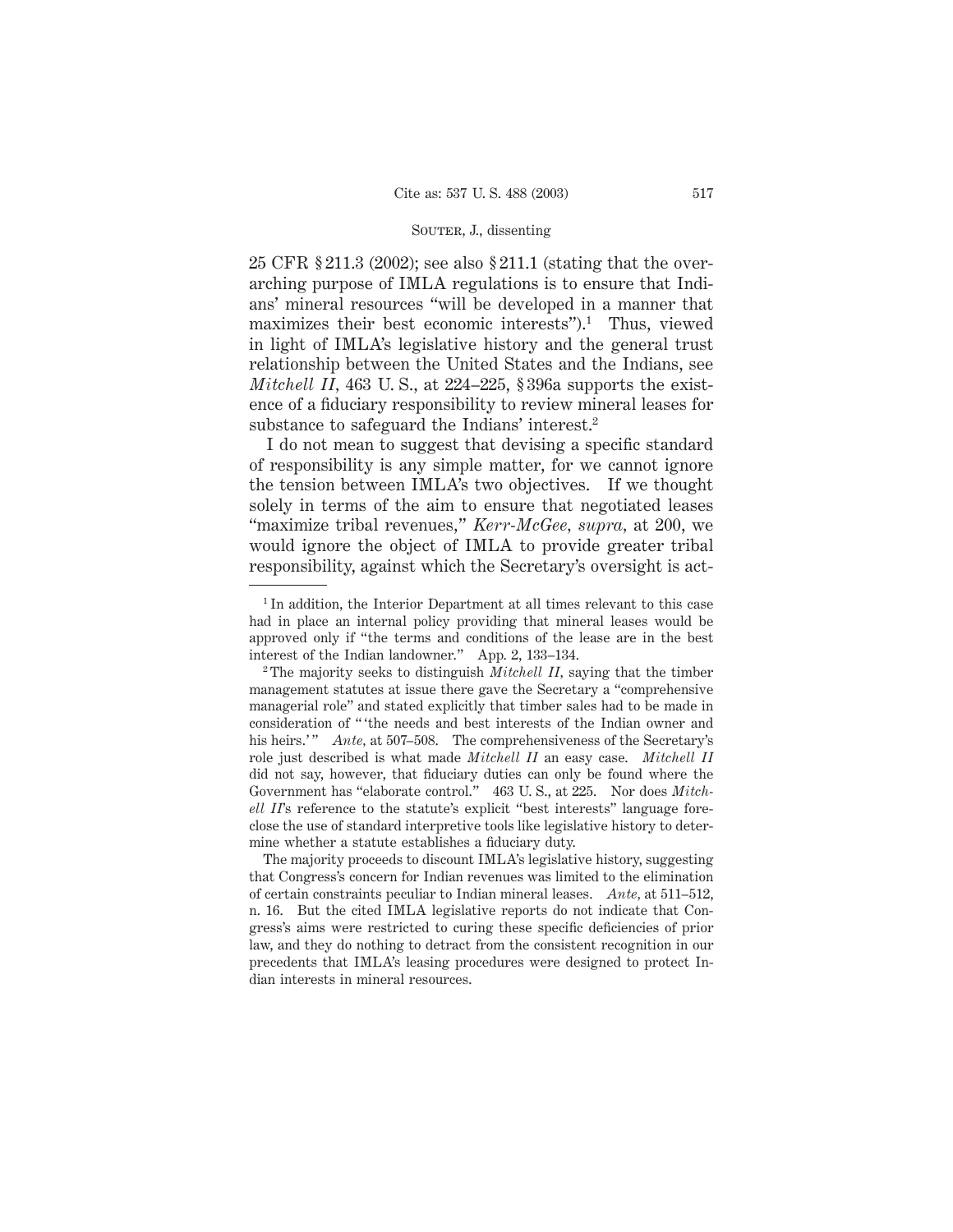25 CFR § 211.3 (2002); see also § 211.1 (stating that the overarching purpose of IMLA regulations is to ensure that Indians' mineral resources "will be developed in a manner that maximizes their best economic interests").[1] Thus, viewed in light of IMLA's legislative history and the general trust relationship between the United States and the Indians, see *Mitchell II*, 463 U. S., at 224–225, § 396a supports the existence of a fiduciary responsibility to review mineral leases for substance to safeguard the Indians' interest.[2]

I do not mean to suggest that devising a specific standard of responsibility is any simple matter, for we cannot ignore the tension between IMLA's two objectives. If we thought solely in terms of the aim to ensure that negotiated leases "maximize tribal revenues," *Kerr-McGee, supra*, at 200, we would ignore the object of IMLA to provide greater tribal responsibility, against which the Secretary's oversight is act-

---

[1] In addition, the Interior Department at all times relevant to this case had in place an internal policy providing that mineral leases would be approved only if "the terms and conditions of the lease are in the best interest of the Indian landowner." App. 2, 133–134.

[2] The majority seeks to distinguish *Mitchell II*, saying that the timber management statutes at issue there gave the Secretary a "comprehensive managerial role" and stated explicitly that timber sales had to be made in consideration of " 'the needs and best interests of the Indian owner and his heirs.' " *Ante*, at 507–508. The comprehensiveness of the Secretary's role just described is what made *Mitchell II* an easy case. *Mitchell II* did not say, however, that fiduciary duties can only be found where the Government has "elaborate control." 463 U. S., at 225. Nor does *Mitchell II*'s reference to the statute's explicit "best interests" language foreclose the use of standard interpretive tools like legislative history to determine whether a statute establishes a fiduciary duty.

The majority proceeds to discount IMLA's legislative history, suggesting that Congress's concern for Indian revenues was limited to the elimination of certain constraints peculiar to Indian mineral leases. *Ante*, at 511–512, n. 16. But the cited IMLA legislative reports do not indicate that Congress's aims were restricted to curing these specific deficiencies of prior law, and they do nothing to detract from the consistent recognition in our precedents that IMLA's leasing procedures were designed to protect Indian interests in mineral resources.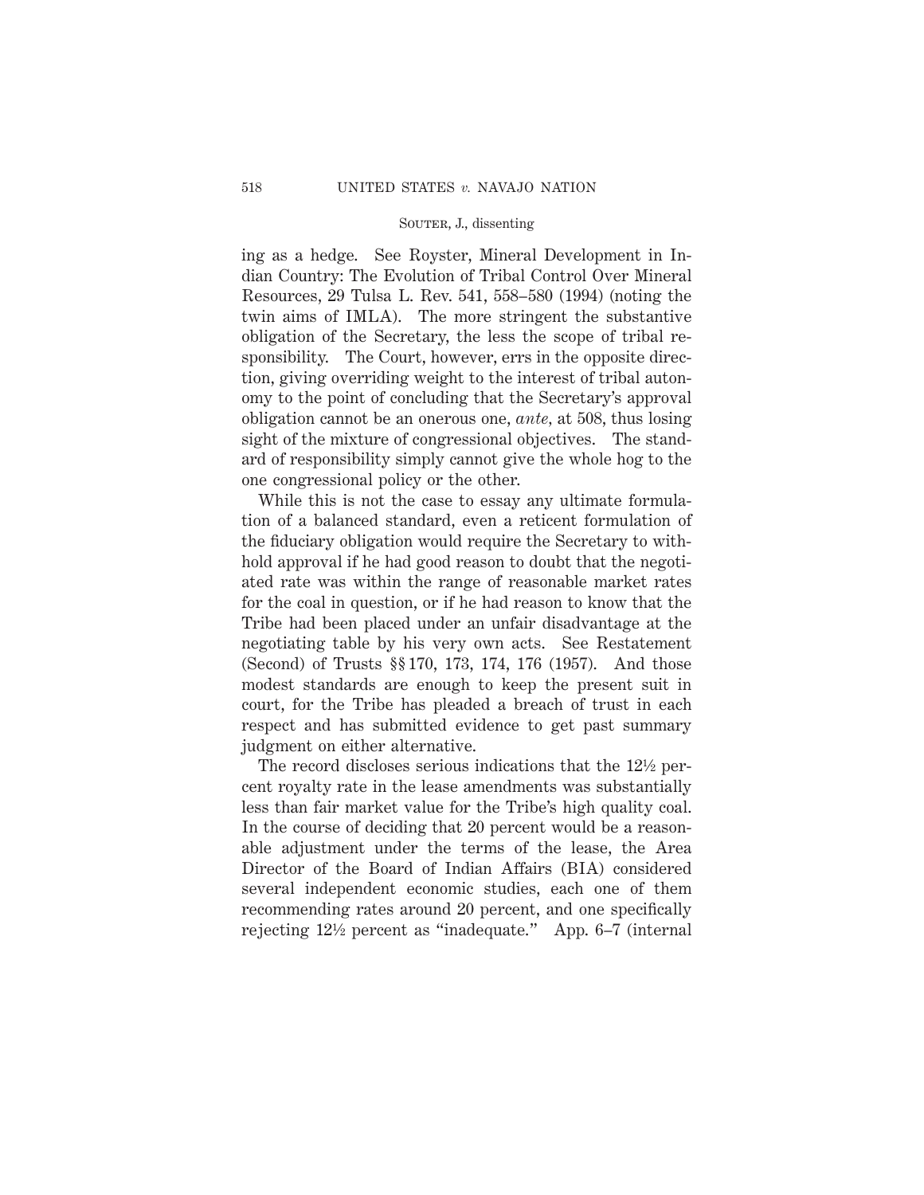ing as a hedge. See Royster, Mineral Development in Indian Country: The Evolution of Tribal Control Over Mineral Resources, 29 Tulsa L. Rev. 541, 558–580 (1994) (noting the twin aims of IMLA). The more stringent the substantive obligation of the Secretary, the less the scope of tribal responsibility. The Court, however, errs in the opposite direction, giving overriding weight to the interest of tribal autonomy to the point of concluding that the Secretary's approval obligation cannot be an onerous one, *ante*, at 508, thus losing sight of the mixture of congressional objectives. The standard of responsibility simply cannot give the whole hog to the one congressional policy or the other.

While this is not the case to essay any ultimate formulation of a balanced standard, even a reticent formulation of the fiduciary obligation would require the Secretary to withhold approval if he had good reason to doubt that the negotiated rate was within the range of reasonable market rates for the coal in question, or if he had reason to know that the Tribe had been placed under an unfair disadvantage at the negotiating table by his very own acts. See Restatement (Second) of Trusts §§ 170, 173, 174, 176 (1957). And those modest standards are enough to keep the present suit in court, for the Tribe has pleaded a breach of trust in each respect and has submitted evidence to get past summary judgment on either alternative.

The record discloses serious indications that the 12½ percent royalty rate in the lease amendments was substantially less than fair market value for the Tribe's high quality coal. In the course of deciding that 20 percent would be a reasonable adjustment under the terms of the lease, the Area Director of the Board of Indian Affairs (BIA) considered several independent economic studies, each one of them recommending rates around 20 percent, and one specifically rejecting 12½ percent as "inadequate." App. 6–7 (internal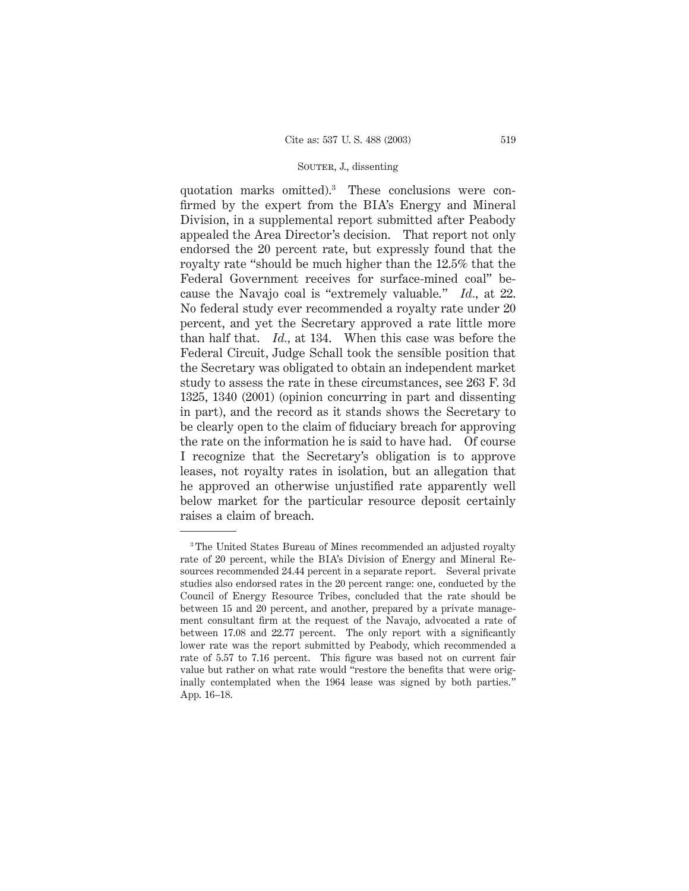quotation marks omitted).[3] These conclusions were confirmed by the expert from the BIA's Energy and Mineral Division, in a supplemental report submitted after Peabody appealed the Area Director's decision. That report not only endorsed the 20 percent rate, but expressly found that the royalty rate "should be much higher than the 12.5% that the Federal Government receives for surface-mined coal" because the Navajo coal is "extremely valuable." *Id.*, at 22. No federal study ever recommended a royalty rate under 20 percent, and yet the Secretary approved a rate little more than half that. *Id.*, at 134. When this case was before the Federal Circuit, Judge Schall took the sensible position that the Secretary was obligated to obtain an independent market study to assess the rate in these circumstances, see 263 F. 3d 1325, 1340 (2001) (opinion concurring in part and dissenting in part), and the record as it stands shows the Secretary to be clearly open to the claim of fiduciary breach for approving the rate on the information he is said to have had. Of course I recognize that the Secretary's obligation is to approve leases, not royalty rates in isolation, but an allegation that he approved an otherwise unjustified rate apparently well below market for the particular resource deposit certainly raises a claim of breach.

---

[3] The United States Bureau of Mines recommended an adjusted royalty rate of 20 percent, while the BIA's Division of Energy and Mineral Resources recommended 24.44 percent in a separate report. Several private studies also endorsed rates in the 20 percent range: one, conducted by the Council of Energy Resource Tribes, concluded that the rate should be between 15 and 20 percent, and another, prepared by a private management consultant firm at the request of the Navajo, advocated a rate of between 17.08 and 22.77 percent. The only report with a significantly lower rate was the report submitted by Peabody, which recommended a rate of 5.57 to 7.16 percent. This figure was based not on current fair value but rather on what rate would "restore the benefits that were originally contemplated when the 1964 lease was signed by both parties." App. 16–18.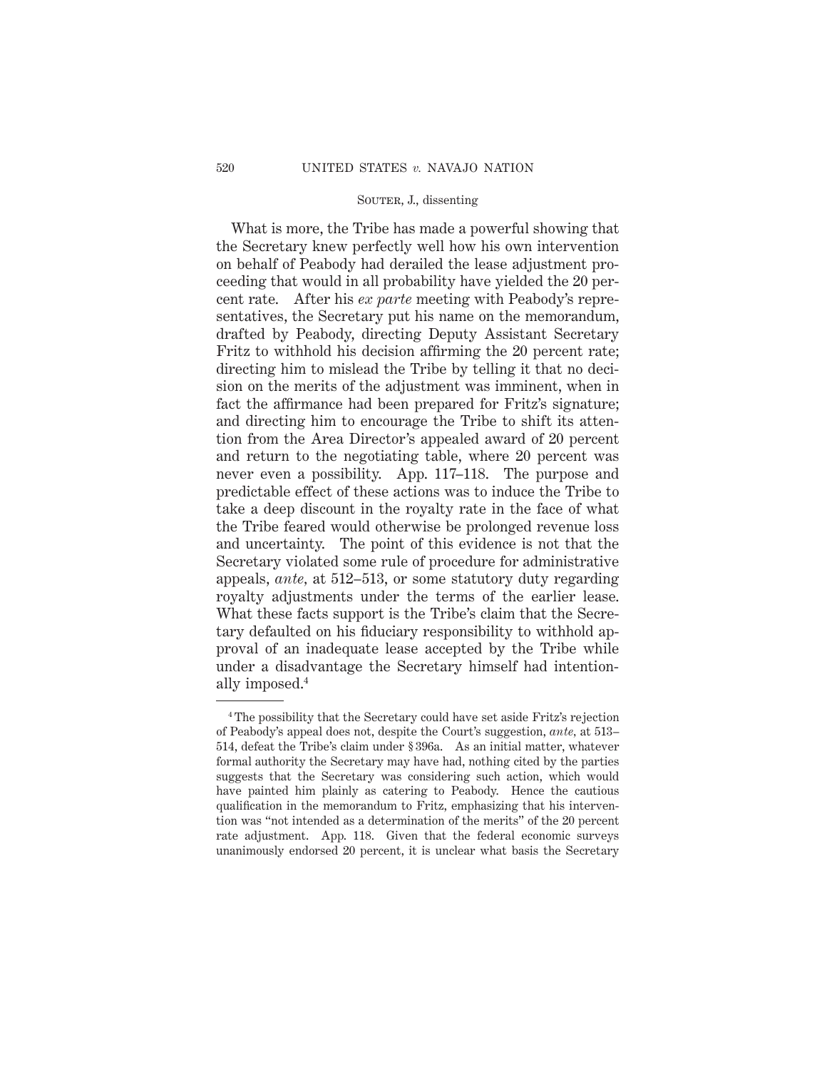What is more, the Tribe has made a powerful showing that the Secretary knew perfectly well how his own intervention on behalf of Peabody had derailed the lease adjustment proceeding that would in all probability have yielded the 20 percent rate. After his *ex parte* meeting with Peabody's representatives, the Secretary put his name on the memorandum, drafted by Peabody, directing Deputy Assistant Secretary Fritz to withhold his decision affirming the 20 percent rate; directing him to mislead the Tribe by telling it that no decision on the merits of the adjustment was imminent, when in fact the affirmance had been prepared for Fritz's signature; and directing him to encourage the Tribe to shift its attention from the Area Director's appealed award of 20 percent and return to the negotiating table, where 20 percent was never even a possibility. App. 117–118. The purpose and predictable effect of these actions was to induce the Tribe to take a deep discount in the royalty rate in the face of what the Tribe feared would otherwise be prolonged revenue loss and uncertainty. The point of this evidence is not that the Secretary violated some rule of procedure for administrative appeals, *ante*, at 512–513, or some statutory duty regarding royalty adjustments under the terms of the earlier lease. What these facts support is the Tribe's claim that the Secretary defaulted on his fiduciary responsibility to withhold approval of an inadequate lease accepted by the Tribe while under a disadvantage the Secretary himself had intentionally imposed.[4]

---

[4] The possibility that the Secretary could have set aside Fritz's rejection of Peabody's appeal does not, despite the Court's suggestion, *ante*, at 513–514, defeat the Tribe's claim under § 396a. As an initial matter, whatever formal authority the Secretary may have had, nothing cited by the parties suggests that the Secretary was considering such action, which would have painted him plainly as catering to Peabody. Hence the cautious qualification in the memorandum to Fritz, emphasizing that his intervention was "not intended as a determination of the merits" of the 20 percent rate adjustment. App. 118. Given that the federal economic surveys unanimously endorsed 20 percent, it is unclear what basis the Secretary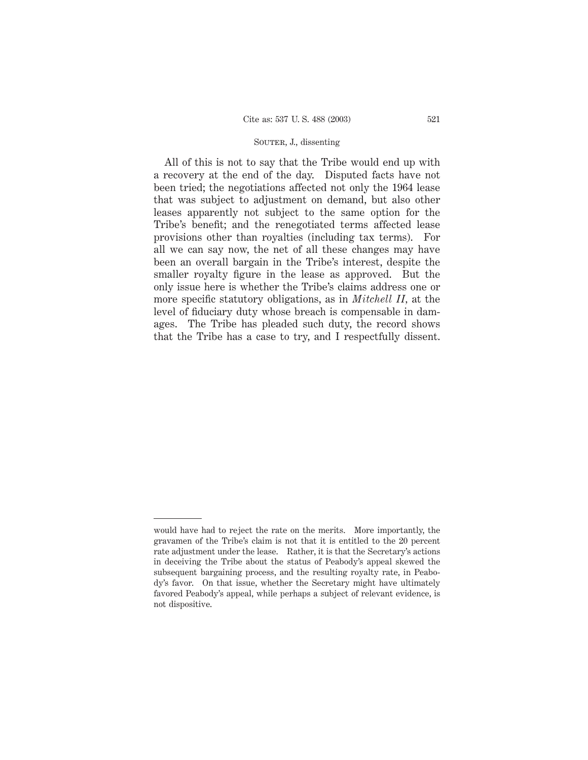All of this is not to say that the Tribe would end up with a recovery at the end of the day. Disputed facts have not been tried; the negotiations affected not only the 1964 lease that was subject to adjustment on demand, but also other leases apparently not subject to the same option for the Tribe's benefit; and the renegotiated terms affected lease provisions other than royalties (including tax terms). For all we can say now, the net of all these changes may have been an overall bargain in the Tribe's interest, despite the smaller royalty figure in the lease as approved. But the only issue here is whether the Tribe's claims address one or more specific statutory obligations, as in *Mitchell II*, at the level of fiduciary duty whose breach is compensable in damages. The Tribe has pleaded such duty, the record shows that the Tribe has a case to try, and I respectfully dissent.

---

would have had to reject the rate on the merits. More importantly, the gravamen of the Tribe's claim is not that it is entitled to the 20 percent rate adjustment under the lease. Rather, it is that the Secretary's actions in deceiving the Tribe about the status of Peabody's appeal skewed the subsequent bargaining process, and the resulting royalty rate, in Peabody's favor. On that issue, whether the Secretary might have ultimately favored Peabody's appeal, while perhaps a subject of relevant evidence, is not dispositive.